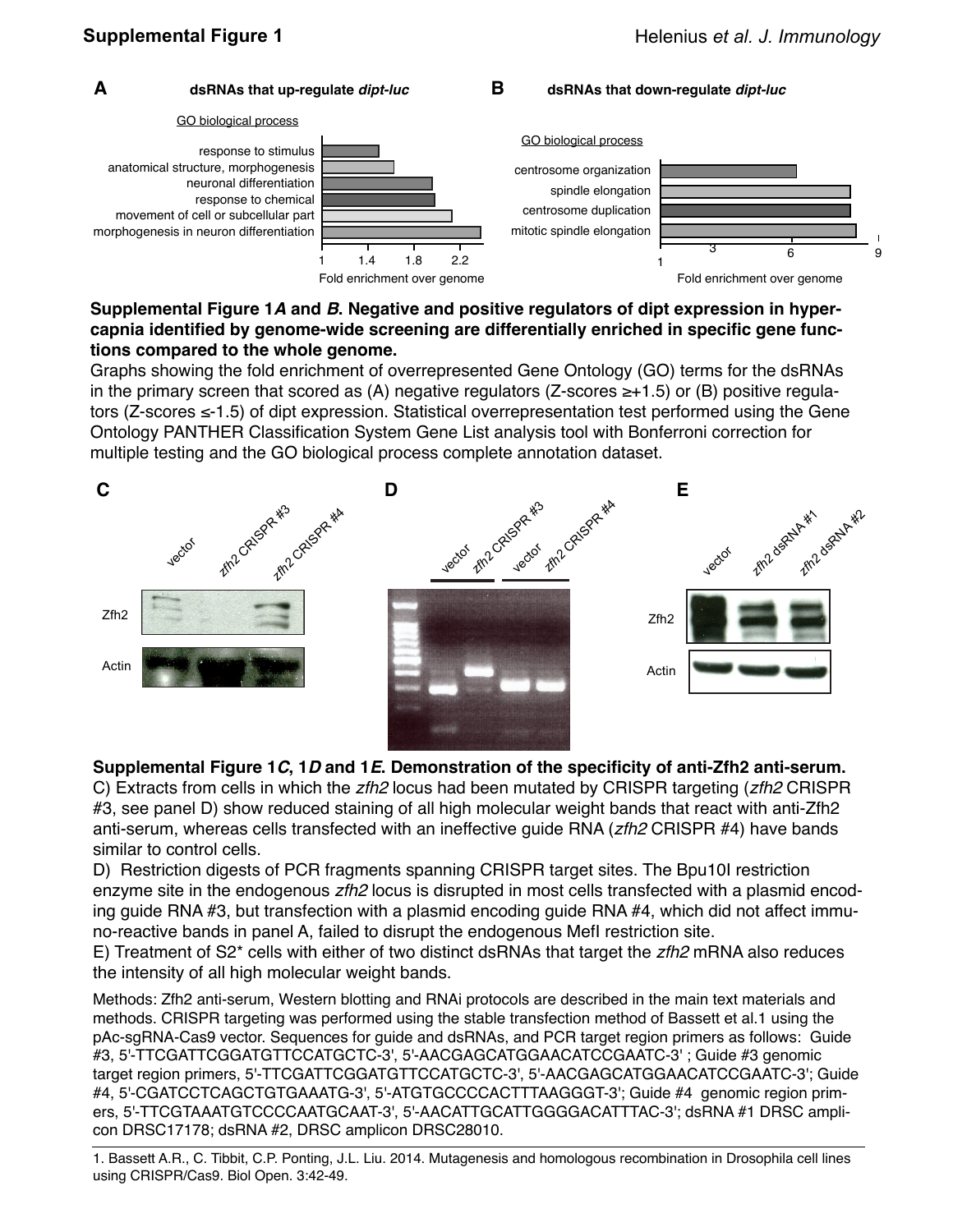## Supplemental Figure 1

**A** **dsRNAs that up-regulate *dipt-luc***

GO biological process

- response to stimulus
- anatomical structure, morphogenesis
- neuronal differentiation
- response to chemical
- movement of cell or subcellular part
- morphogenesis in neuron differentiation

1 1.4 1.8 2.2

Fold enrichment over genome

**B** **dsRNAs that down-regulate *dipt-luc***

GO biological process

- centrosome organization
- spindle elongation
- centrosome duplication
- mitotic spindle elongation

1 3 6 9

Fold enrichment over genome

**Supplemental Figure 1*A* and *B*. Negative and positive regulators of dipt expression in hypercapnia identified by genome-wide screening are differentially enriched in specific gene functions compared to the whole genome.**
Graphs showing the fold enrichment of overrepresented Gene Ontology (GO) terms for the dsRNAs in the primary screen that scored as (A) negative regulators (Z-scores ≥+1.5) or (B) positive regulators (Z-scores ≤-1.5) of dipt expression. Statistical overrepresentation test performed using the Gene Ontology PANTHER Classification System Gene List analysis tool with Bonferroni correction for multiple testing and the GO biological process complete annotation dataset.

**C** vector, *zfh2* CRISPR #3, *zfh2* CRISPR #4; Zfh2; Actin

**D** vector, *zfh2* CRISPR #3, vector, *zfh2* CRISPR #4

**E** vector, *zfh2* dsRNA #1, *zfh2* dsRNA #2; Zfh2; Actin

**Supplemental Figure 1*C*, 1*D* and 1*E*. Demonstration of the specificity of anti-Zfh2 anti-serum.**
C) Extracts from cells in which the *zfh2* locus had been mutated by CRISPR targeting (*zfh2* CRISPR #3, see panel D) show reduced staining of all high molecular weight bands that react with anti-Zfh2 anti-serum, whereas cells transfected with an ineffective guide RNA (*zfh2* CRISPR #4) have bands similar to control cells.
D) Restriction digests of PCR fragments spanning CRISPR target sites. The Bpu10I restriction enzyme site in the endogenous *zfh2* locus is disrupted in most cells transfected with a plasmid encoding guide RNA #3, but transfection with a plasmid encoding guide RNA #4, which did not affect immuno-reactive bands in panel A, failed to disrupt the endogenous MefI restriction site.
E) Treatment of S2* cells with either of two distinct dsRNAs that target the *zfh2* mRNA also reduces the intensity of all high molecular weight bands.

Methods: Zfh2 anti-serum, Western blotting and RNAi protocols are described in the main text materials and methods. CRISPR targeting was performed using the stable transfection method of Bassett et al.1 using the pAc-sgRNA-Cas9 vector. Sequences for guide and dsRNAs, and PCR target region primers as follows: Guide #3, 5'-TTCGATTCGGATGTTCCATGCTC-3', 5'-AACGAGCATGGAACATCCGAATC-3' ; Guide #3 genomic target region primers, 5'-TTCGATTCGGATGTTCCATGCTC-3', 5'-AACGAGCATGGAACATCCGAATC-3'; Guide #4, 5'-CGATCCTCAGCTGTGAAATG-3', 5'-ATGTGCCCCACTTTAAGGGT-3'; Guide #4 genomic region primers, 5'-TTCGTAAATGTCCCCAATGCAAT-3', 5'-AACATTGCATTGGGGACATTTAC-3'; dsRNA #1 DRSC amplicon DRSC17178; dsRNA #2, DRSC amplicon DRSC28010.

1. Bassett A.R., C. Tibbit, C.P. Ponting, J.L. Liu. 2014. Mutagenesis and homologous recombination in Drosophila cell lines using CRISPR/Cas9. Biol Open. 3:42-49.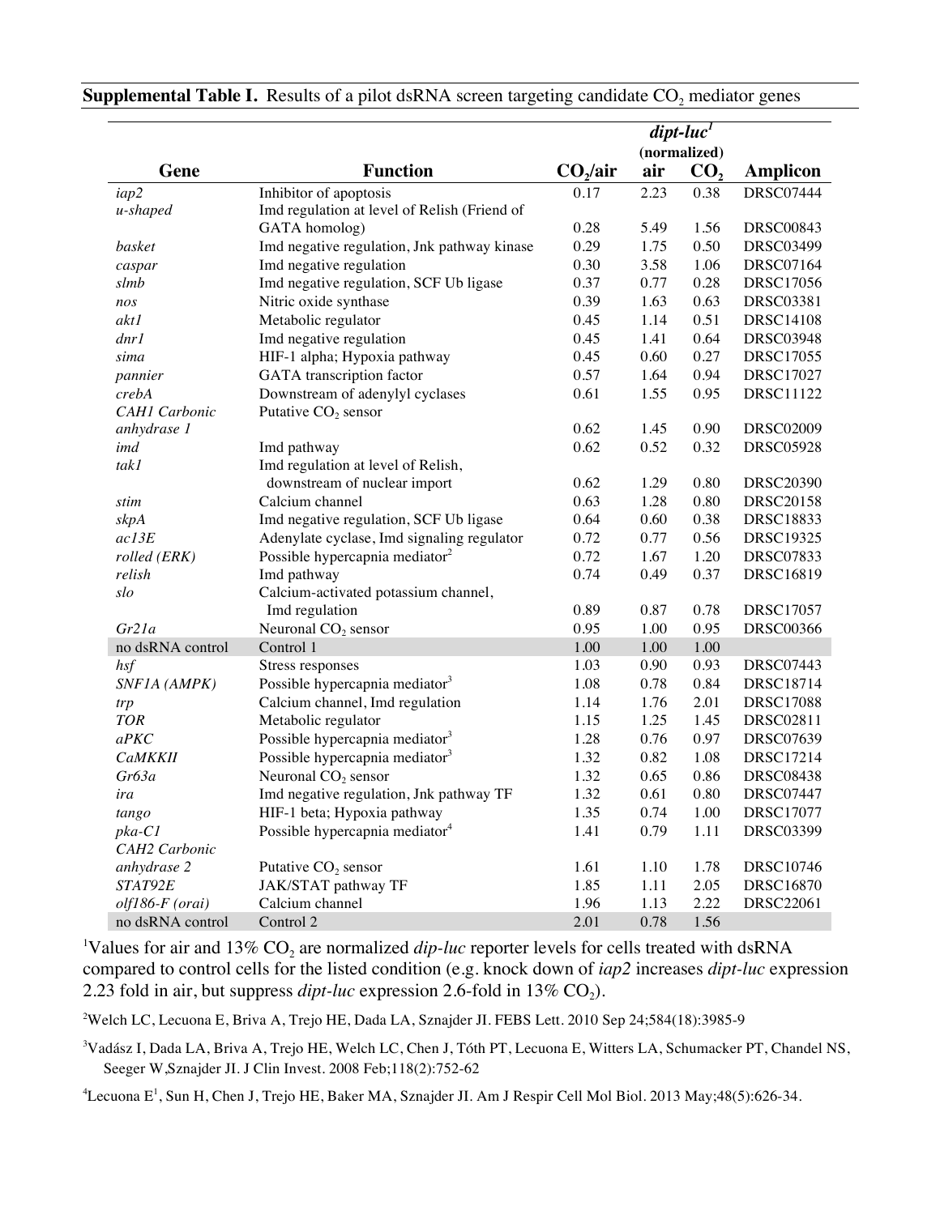**Supplemental Table I.** Results of a pilot dsRNA screen targeting candidate $CO_2$ mediator genes

| Gene | Function | $CO_2$/air | *dipt-luc*[1] (normalized) air | $CO_2$ | Amplicon |
|---|---|---|---|---|---|
| *iap2* | Inhibitor of apoptosis | 0.17 | 2.23 | 0.38 | DRSC07444 |
| *u-shaped* | Imd regulation at level of Relish (Friend of GATA homolog) | 0.28 | 5.49 | 1.56 | DRSC00843 |
| *basket* | Imd negative regulation, Jnk pathway kinase | 0.29 | 1.75 | 0.50 | DRSC03499 |
| *caspar* | Imd negative regulation | 0.30 | 3.58 | 1.06 | DRSC07164 |
| *slmb* | Imd negative regulation, SCF Ub ligase | 0.37 | 0.77 | 0.28 | DRSC17056 |
| *nos* | Nitric oxide synthase | 0.39 | 1.63 | 0.63 | DRSC03381 |
| *akt1* | Metabolic regulator | 0.45 | 1.14 | 0.51 | DRSC14108 |
| *dnr1* | Imd negative regulation | 0.45 | 1.41 | 0.64 | DRSC03948 |
| *sima* | HIF-1 alpha; Hypoxia pathway | 0.45 | 0.60 | 0.27 | DRSC17055 |
| *pannier* | GATA transcription factor | 0.57 | 1.64 | 0.94 | DRSC17027 |
| *crebA* | Downstream of adenylyl cyclases | 0.61 | 1.55 | 0.95 | DRSC11122 |
| *CAH1 Carbonic anhydrase 1* | Putative $CO_2$ sensor | 0.62 | 1.45 | 0.90 | DRSC02009 |
| *imd* | Imd pathway | 0.62 | 0.52 | 0.32 | DRSC05928 |
| *tak1* | Imd regulation at level of Relish, downstream of nuclear import | 0.62 | 1.29 | 0.80 | DRSC20390 |
| *stim* | Calcium channel | 0.63 | 1.28 | 0.80 | DRSC20158 |
| *skpA* | Imd negative regulation, SCF Ub ligase | 0.64 | 0.60 | 0.38 | DRSC18833 |
| *ac13E* | Adenylate cyclase, Imd signaling regulator | 0.72 | 0.77 | 0.56 | DRSC19325 |
| *rolled (ERK)* | Possible hypercapnia mediator[2] | 0.72 | 1.67 | 1.20 | DRSC07833 |
| *relish* | Imd pathway | 0.74 | 0.49 | 0.37 | DRSC16819 |
| *slo* | Calcium-activated potassium channel, Imd regulation | 0.89 | 0.87 | 0.78 | DRSC17057 |
| *Gr21a* | Neuronal $CO_2$ sensor | 0.95 | 1.00 | 0.95 | DRSC00366 |
| no dsRNA control | Control 1 | 1.00 | 1.00 | 1.00 | |
| *hsf* | Stress responses | 1.03 | 0.90 | 0.93 | DRSC07443 |
| *SNF1A (AMPK)* | Possible hypercapnia mediator[3] | 1.08 | 0.78 | 0.84 | DRSC18714 |
| *trp* | Calcium channel, Imd regulation | 1.14 | 1.76 | 2.01 | DRSC17088 |
| *TOR* | Metabolic regulator | 1.15 | 1.25 | 1.45 | DRSC02811 |
| *aPKC* | Possible hypercapnia mediator[3] | 1.28 | 0.76 | 0.97 | DRSC07639 |
| *CaMKKII* | Possible hypercapnia mediator[3] | 1.32 | 0.82 | 1.08 | DRSC17214 |
| *Gr63a* | Neuronal $CO_2$ sensor | 1.32 | 0.65 | 0.86 | DRSC08438 |
| *ira* | Imd negative regulation, Jnk pathway TF | 1.32 | 0.61 | 0.80 | DRSC07447 |
| *tango* | HIF-1 beta; Hypoxia pathway | 1.35 | 0.74 | 1.00 | DRSC17077 |
| *pka-C1* | Possible hypercapnia mediator[4] | 1.41 | 0.79 | 1.11 | DRSC03399 |
| *CAH2 Carbonic anhydrase 2* | Putative $CO_2$ sensor | 1.61 | 1.10 | 1.78 | DRSC10746 |
| *STAT92E* | JAK/STAT pathway TF | 1.85 | 1.11 | 2.05 | DRSC16870 |
| *olf186-F (orai)* | Calcium channel | 1.96 | 1.13 | 2.22 | DRSC22061 |
| no dsRNA control | Control 2 | 2.01 | 0.78 | 1.56 | |

[1]Values for air and 13% $CO_2$ are normalized *dip-luc* reporter levels for cells treated with dsRNA compared to control cells for the listed condition (e.g. knock down of *iap2* increases *dipt-luc* expression 2.23 fold in air, but suppress *dipt-luc* expression 2.6-fold in 13% $CO_2$).

[2]Welch LC, Lecuona E, Briva A, Trejo HE, Dada LA, Sznajder JI. FEBS Lett. 2010 Sep 24;584(18):3985-9

[3]Vadász I, Dada LA, Briva A, Trejo HE, Welch LC, Chen J, Tóth PT, Lecuona E, Witters LA, Schumacker PT, Chandel NS, Seeger W,Sznajder JI. J Clin Invest. 2008 Feb;118(2):752-62

[4]Lecuona E[1], Sun H, Chen J, Trejo HE, Baker MA, Sznajder JI. Am J Respir Cell Mol Biol. 2013 May;48(5):626-34.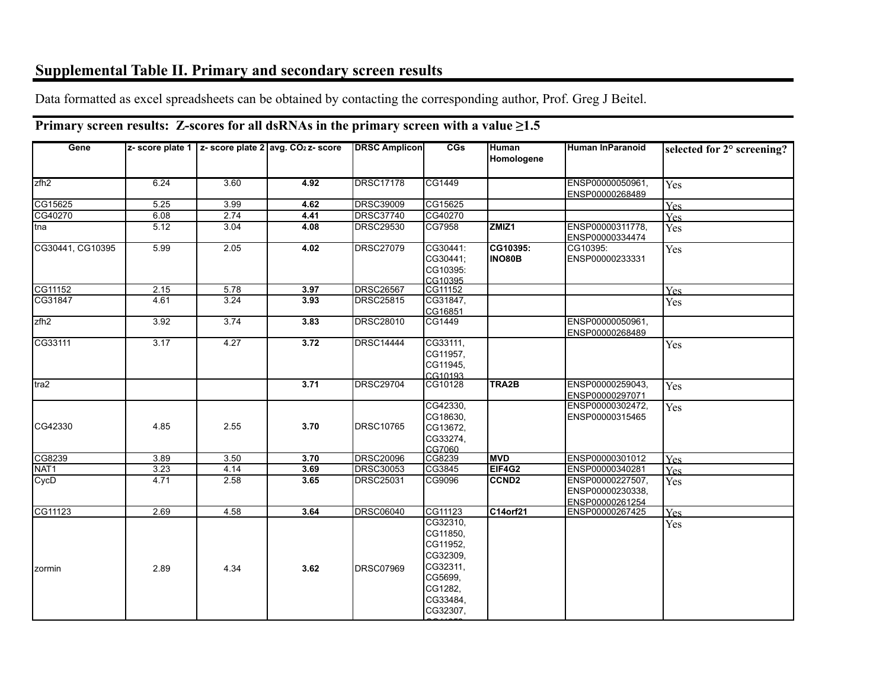## Supplemental Table II. Primary and secondary screen results

Data formatted as excel spreadsheets can be obtained by contacting the corresponding author, Prof. Greg J Beitel.

### Primary screen results: Z-scores for all dsRNAs in the primary screen with a value ≥1.5

| Gene | z- score plate 1 | z- score plate 2 | avg. $CO_2$ z- score | DRSC Amplicon | CGs | Human Homologene | Human InParanoid | selected for 2° screening? |
|---|---|---|---|---|---|---|---|---|
| zfh2 | 6.24 | 3.60 | **4.92** | DRSC17178 | CG1449 | | ENSP00000050961, ENSP00000268489 | Yes |
| CG15625 | 5.25 | 3.99 | **4.62** | DRSC39009 | CG15625 | | | Yes |
| CG40270 | 6.08 | 2.74 | **4.41** | DRSC37740 | CG40270 | | | Yes |
| tna | 5.12 | 3.04 | **4.08** | DRSC29530 | CG7958 | **ZMIZ1** | ENSP00000311778, ENSP00000334474 | Yes |
| CG30441, CG10395 | 5.99 | 2.05 | **4.02** | DRSC27079 | CG30441: CG30441; CG10395: CG10395 | **CG10395: INO80B** | CG10395: ENSP00000233331 | Yes |
| CG11152 | 2.15 | 5.78 | **3.97** | DRSC26567 | CG11152 | | | Yes |
| CG31847 | 4.61 | 3.24 | **3.93** | DRSC25815 | CG31847, CG16851 | | | Yes |
| zfh2 | 3.92 | 3.74 | **3.83** | DRSC28010 | CG1449 | | ENSP00000050961, ENSP00000268489 | |
| CG33111 | 3.17 | 4.27 | **3.72** | DRSC14444 | CG33111, CG11957, CG11945, CG10193 | | | Yes |
| tra2 | | | **3.71** | DRSC29704 | CG10128 | **TRA2B** | ENSP00000259043, ENSP00000297071 | Yes |
| CG42330 | 4.85 | 2.55 | **3.70** | DRSC10765 | CG42330, CG18630, CG13672, CG33274, CG7060 | | ENSP00000302472, ENSP00000315465 | Yes |
| CG8239 | 3.89 | 3.50 | **3.70** | DRSC20096 | CG8239 | **MVD** | ENSP00000301012 | Yes |
| NAT1 | 3.23 | 4.14 | **3.69** | DRSC30053 | CG3845 | **EIF4G2** | ENSP00000340281 | Yes |
| CycD | 4.71 | 2.58 | **3.65** | DRSC25031 | CG9096 | **CCND2** | ENSP00000227507, ENSP00000230338, ENSP00000261254 | Yes |
| CG11123 | 2.69 | 4.58 | **3.64** | DRSC06040 | CG11123 | **C14orf21** | ENSP00000267425 | Yes |
| zormin | 2.89 | 4.34 | **3.62** | DRSC07969 | CG32310, CG11850, CG11952, CG32309, CG32311, CG5699, CG1282, CG33484, CG32307, | | | Yes |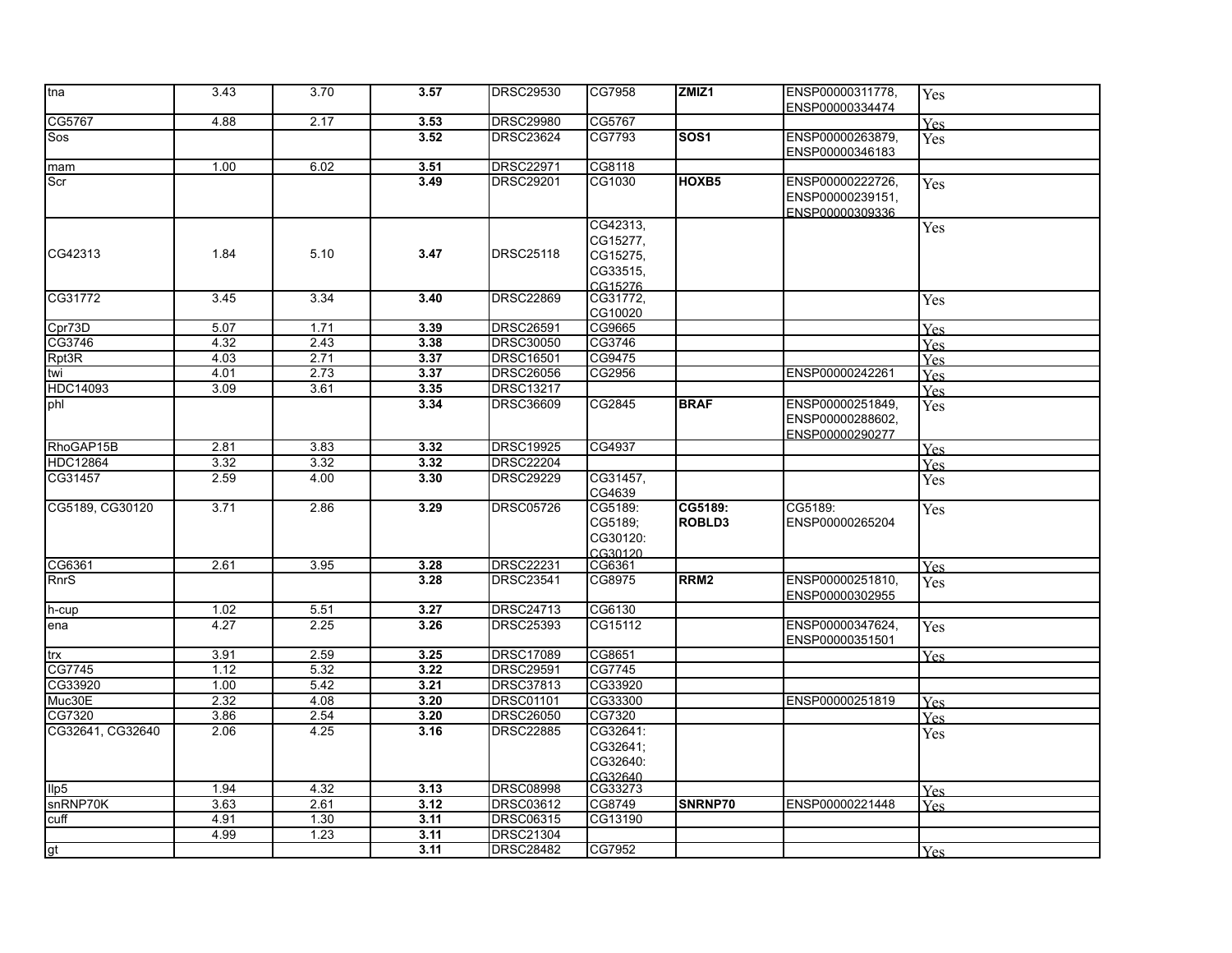| | | | | | | | | |
|---|---|---|---|---|---|---|---|---|
| tna | 3.43 | 3.70 | **3.57** | DRSC29530 | CG7958 | **ZMIZ1** | ENSP00000311778, ENSP00000334474 | Yes |
| CG5767 | 4.88 | 2.17 | **3.53** | DRSC29980 | CG5767 | | | Yes |
| Sos | | | **3.52** | DRSC23624 | CG7793 | **SOS1** | ENSP00000263879, ENSP00000346183 | Yes |
| mam | 1.00 | 6.02 | **3.51** | DRSC22971 | CG8118 | | | |
| Scr | | | **3.49** | DRSC29201 | CG1030 | **HOXB5** | ENSP00000222726, ENSP00000239151, ENSP00000309336 | Yes |
| CG42313 | 1.84 | 5.10 | **3.47** | DRSC25118 | CG42313, CG15277, CG15275, CG33515, CG15276 | | | Yes |
| CG31772 | 3.45 | 3.34 | **3.40** | DRSC22869 | CG31772, CG10020 | | | Yes |
| Cpr73D | 5.07 | 1.71 | **3.39** | DRSC26591 | CG9665 | | | Yes |
| CG3746 | 4.32 | 2.43 | **3.38** | DRSC30050 | CG3746 | | | Yes |
| Rpt3R | 4.03 | 2.71 | **3.37** | DRSC16501 | CG9475 | | | Yes |
| twi | 4.01 | 2.73 | **3.37** | DRSC26056 | CG2956 | | ENSP00000242261 | Yes |
| HDC14093 | 3.09 | 3.61 | **3.35** | DRSC13217 | | | | Yes |
| phl | | | **3.34** | DRSC36609 | CG2845 | **BRAF** | ENSP00000251849, ENSP00000288602, ENSP00000290277 | Yes |
| RhoGAP15B | 2.81 | 3.83 | **3.32** | DRSC19925 | CG4937 | | | Yes |
| HDC12864 | 3.32 | 3.32 | **3.32** | DRSC22204 | | | | Yes |
| CG31457 | 2.59 | 4.00 | **3.30** | DRSC29229 | CG31457, CG4639 | | | Yes |
| CG5189, CG30120 | 3.71 | 2.86 | **3.29** | DRSC05726 | CG5189: CG5189; CG30120: CG30120 | **CG5189: ROBLD3** | CG5189: ENSP00000265204 | Yes |
| CG6361 | 2.61 | 3.95 | **3.28** | DRSC22231 | CG6361 | | | Yes |
| RnrS | | | **3.28** | DRSC23541 | CG8975 | **RRM2** | ENSP00000251810, ENSP00000302955 | Yes |
| h-cup | 1.02 | 5.51 | **3.27** | DRSC24713 | CG6130 | | | |
| ena | 4.27 | 2.25 | **3.26** | DRSC25393 | CG15112 | | ENSP00000347624, ENSP00000351501 | Yes |
| trx | 3.91 | 2.59 | **3.25** | DRSC17089 | CG8651 | | | Yes |
| CG7745 | 1.12 | 5.32 | **3.22** | DRSC29591 | CG7745 | | | |
| CG33920 | 1.00 | 5.42 | **3.21** | DRSC37813 | CG33920 | | | |
| Muc30E | 2.32 | 4.08 | **3.20** | DRSC01101 | CG33300 | | ENSP00000251819 | Yes |
| CG7320 | 3.86 | 2.54 | **3.20** | DRSC26050 | CG7320 | | | Yes |
| CG32641, CG32640 | 2.06 | 4.25 | **3.16** | DRSC22885 | CG32641: CG32641; CG32640: CG32640 | | | Yes |
| Ilp5 | 1.94 | 4.32 | **3.13** | DRSC08998 | CG33273 | | | Yes |
| snRNP70K | 3.63 | 2.61 | **3.12** | DRSC03612 | CG8749 | **SNRNP70** | ENSP00000221448 | Yes |
| cuff | 4.91 | 1.30 | **3.11** | DRSC06315 | CG13190 | | | |
| | 4.99 | 1.23 | **3.11** | DRSC21304 | | | | |
| gt | | | **3.11** | DRSC28482 | CG7952 | | | Yes |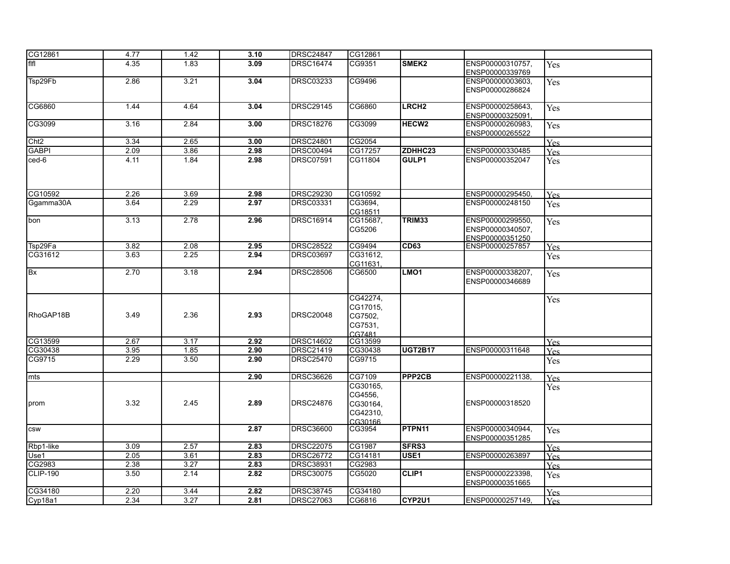| | | | | | | | | |
|---|---|---|---|---|---|---|---|---|
| CG12861 | 4.77 | 1.42 | **3.10** | DRSC24847 | CG12861 | | | |
| flfl | 4.35 | 1.83 | **3.09** | DRSC16474 | CG9351 | **SMEK2** | ENSP00000310757, ENSP00000339769 | Yes |
| Tsp29Fb | 2.86 | 3.21 | **3.04** | DRSC03233 | CG9496 | | ENSP00000003603, ENSP00000286824 | Yes |
| CG6860 | 1.44 | 4.64 | **3.04** | DRSC29145 | CG6860 | **LRCH2** | ENSP00000258643, ENSP00000325091, | Yes |
| CG3099 | 3.16 | 2.84 | **3.00** | DRSC18276 | CG3099 | **HECW2** | ENSP00000260983, ENSP00000265522 | Yes |
| Cht2 | 3.34 | 2.65 | **3.00** | DRSC24801 | CG2054 | | | Yes |
| GABPI | 2.09 | 3.86 | **2.98** | DRSC00494 | CG17257 | **ZDHHC23** | ENSP00000330485 | Yes |
| ced-6 | 4.11 | 1.84 | **2.98** | DRSC07591 | CG11804 | **GULP1** | ENSP00000352047 | Yes |
| CG10592 | 2.26 | 3.69 | **2.98** | DRSC29230 | CG10592 | | ENSP00000295450, | Yes |
| Ggamma30A | 3.64 | 2.29 | **2.97** | DRSC03331 | CG3694, CG18511 | | ENSP00000248150 | Yes |
| bon | 3.13 | 2.78 | **2.96** | DRSC16914 | CG15687, CG5206 | **TRIM33** | ENSP00000299550, ENSP00000340507, ENSP00000351250 | Yes |
| Tsp29Fa | 3.82 | 2.08 | **2.95** | DRSC28522 | CG9494 | **CD63** | ENSP00000257857 | Yes |
| CG31612 | 3.63 | 2.25 | **2.94** | DRSC03697 | CG31612, CG11631, | | | Yes |
| Bx | 2.70 | 3.18 | **2.94** | DRSC28506 | CG6500 | **LMO1** | ENSP00000338207, ENSP00000346689 | Yes |
| RhoGAP18B | 3.49 | 2.36 | **2.93** | DRSC20048 | CG42274, CG17015, CG7502, CG7531, CG7481 | | | Yes |
| CG13599 | 2.67 | 3.17 | **2.92** | DRSC14602 | CG13599 | | | Yes |
| CG30438 | 3.95 | 1.85 | **2.90** | DRSC21419 | CG30438 | **UGT2B17** | ENSP00000311648 | Yes |
| CG9715 | 2.29 | 3.50 | **2.90** | DRSC25470 | CG9715 | | | Yes |
| mts | | | **2.90** | DRSC36626 | CG7109 | **PPP2CB** | ENSP00000221138, | Yes |
| prom | 3.32 | 2.45 | **2.89** | DRSC24876 | CG30165, CG4556, CG30164, CG42310, CG30166 | | ENSP00000318520 | Yes |
| csw | | | **2.87** | DRSC36600 | CG3954 | **PTPN11** | ENSP00000340944, ENSP00000351285 | Yes |
| Rbp1-like | 3.09 | 2.57 | **2.83** | DRSC22075 | CG1987 | **SFRS3** | | Yes |
| Use1 | 2.05 | 3.61 | **2.83** | DRSC26772 | CG14181 | **USE1** | ENSP00000263897 | Yes |
| CG2983 | 2.38 | 3.27 | **2.83** | DRSC38931 | CG2983 | | | Yes |
| CLIP-190 | 3.50 | 2.14 | **2.82** | DRSC30075 | CG5020 | **CLIP1** | ENSP00000223398, ENSP00000351665 | Yes |
| CG34180 | 2.20 | 3.44 | **2.82** | DRSC38745 | CG34180 | | | Yes |
| Cyp18a1 | 2.34 | 3.27 | **2.81** | DRSC27063 | CG6816 | **CYP2U1** | ENSP00000257149, | Yes |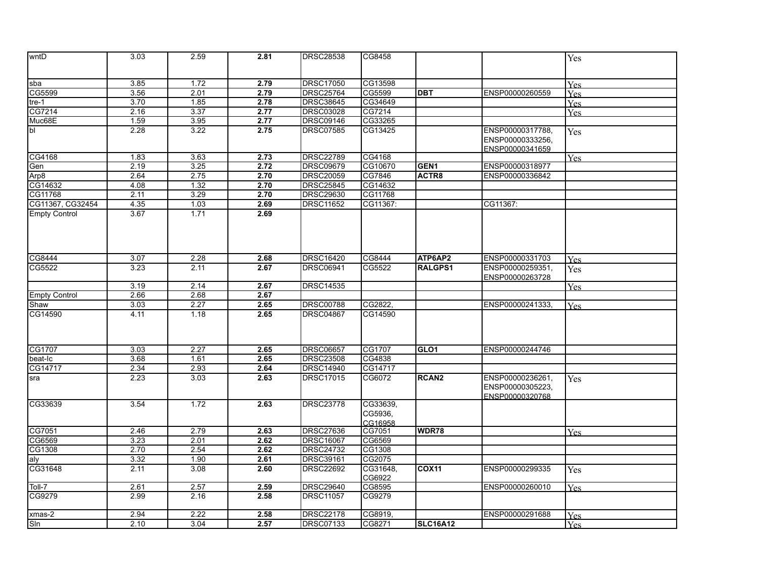| | | | | | | | | |
|---|---|---|---|---|---|---|---|---|
| wntD | 3.03 | 2.59 | **2.81** | DRSC28538 | CG8458 | | | Yes |
| sba | 3.85 | 1.72 | **2.79** | DRSC17050 | CG13598 | | | Yes |
| CG5599 | 3.56 | 2.01 | **2.79** | DRSC25764 | CG5599 | **DBT** | ENSP00000260559 | Yes |
| tre-1 | 3.70 | 1.85 | **2.78** | DRSC38645 | CG34649 | | | Yes |
| CG7214 | 2.16 | 3.37 | **2.77** | DRSC03028 | CG7214 | | | Yes |
| Muc68E | 1.59 | 3.95 | **2.77** | DRSC09146 | CG33265 | | | |
| bl | 2.28 | 3.22 | **2.75** | DRSC07585 | CG13425 | | ENSP00000317788, ENSP00000333256, ENSP00000341659 | Yes |
| CG4168 | 1.83 | 3.63 | **2.73** | DRSC22789 | CG4168 | | | Yes |
| Gen | 2.19 | 3.25 | **2.72** | DRSC09679 | CG10670 | **GEN1** | ENSP00000318977 | |
| Arp8 | 2.64 | 2.75 | **2.70** | DRSC20059 | CG7846 | **ACTR8** | ENSP00000336842 | |
| CG14632 | 4.08 | 1.32 | **2.70** | DRSC25845 | CG14632 | | | |
| CG11768 | 2.11 | 3.29 | **2.70** | DRSC29630 | CG11768 | | | |
| CG11367, CG32454 | 4.35 | 1.03 | **2.69** | DRSC11652 | CG11367: | | CG11367: | |
| Empty Control | 3.67 | 1.71 | **2.69** | | | | | |
| CG8444 | 3.07 | 2.28 | **2.68** | DRSC16420 | CG8444 | **ATP6AP2** | ENSP00000331703 | Yes |
| CG5522 | 3.23 | 2.11 | **2.67** | DRSC06941 | CG5522 | **RALGPS1** | ENSP00000259351, ENSP00000263728 | Yes |
| | 3.19 | 2.14 | **2.67** | DRSC14535 | | | | Yes |
| Empty Control | 2.66 | 2.68 | **2.67** | | | | | |
| Shaw | 3.03 | 2.27 | **2.65** | DRSC00788 | CG2822, | | ENSP00000241333, | Yes |
| CG14590 | 4.11 | 1.18 | **2.65** | DRSC04867 | CG14590 | | | |
| CG1707 | 3.03 | 2.27 | **2.65** | DRSC06657 | CG1707 | **GLO1** | ENSP00000244746 | |
| beat-Ic | 3.68 | 1.61 | **2.65** | DRSC23508 | CG4838 | | | |
| CG14717 | 2.34 | 2.93 | **2.64** | DRSC14940 | CG14717 | | | |
| sra | 2.23 | 3.03 | **2.63** | DRSC17015 | CG6072 | **RCAN2** | ENSP00000236261, ENSP00000305223, ENSP00000320768 | Yes |
| CG33639 | 3.54 | 1.72 | **2.63** | DRSC23778 | CG33639, CG5936, CG16958 | | | |
| CG7051 | 2.46 | 2.79 | **2.63** | DRSC27636 | CG7051 | **WDR78** | | Yes |
| CG6569 | 3.23 | 2.01 | **2.62** | DRSC16067 | CG6569 | | | |
| CG1308 | 2.70 | 2.54 | **2.62** | DRSC24732 | CG1308 | | | |
| aly | 3.32 | 1.90 | **2.61** | DRSC39161 | CG2075 | | | |
| CG31648 | 2.11 | 3.08 | **2.60** | DRSC22692 | CG31648, CG6922 | **COX11** | ENSP00000299335 | Yes |
| Toll-7 | 2.61 | 2.57 | **2.59** | DRSC29640 | CG8595 | | ENSP00000260010 | Yes |
| CG9279 | 2.99 | 2.16 | **2.58** | DRSC11057 | CG9279 | | | |
| xmas-2 | 2.94 | 2.22 | **2.58** | DRSC22178 | CG8919, | | ENSP00000291688 | Yes |
| Sln | 2.10 | 3.04 | **2.57** | DRSC07133 | CG8271 | **SLC16A12** | | Yes |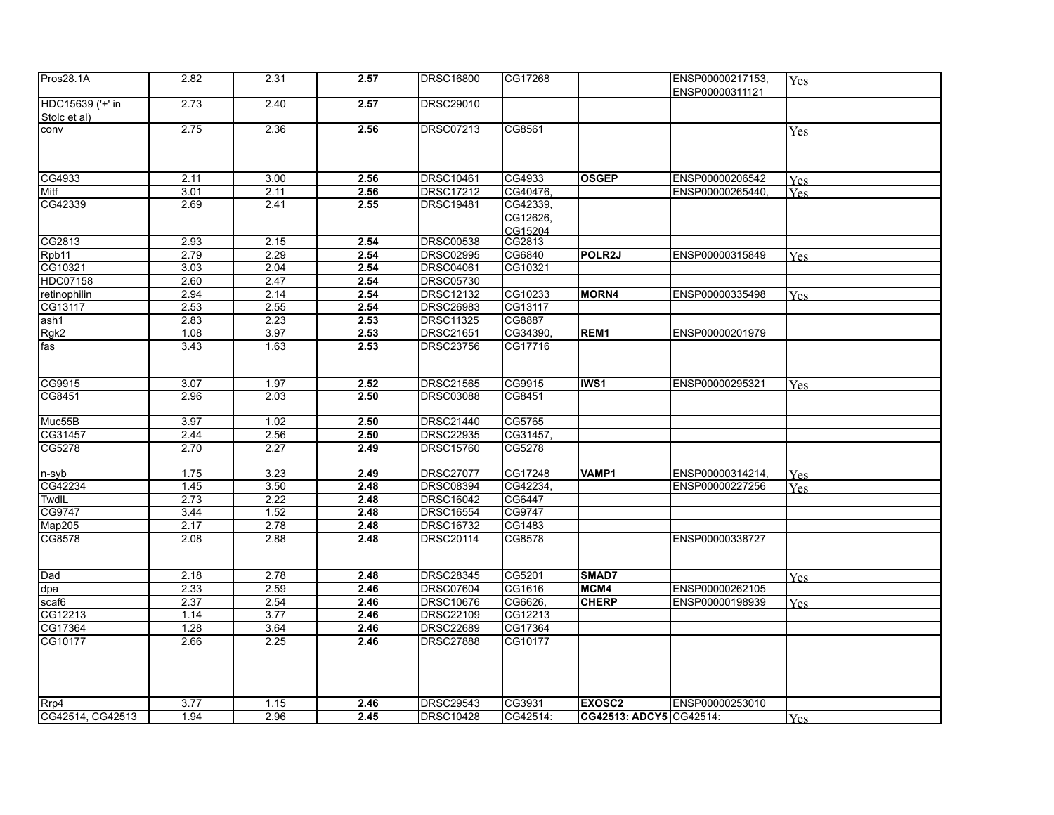| | | | | | | | | |
|---|---|---|---|---|---|---|---|---|
| Pros28.1A | 2.82 | 2.31 | **2.57** | DRSC16800 | CG17268 | | ENSP00000217153, ENSP00000311121 | Yes |
| HDC15639 ('+' in Stolc et al) | 2.73 | 2.40 | **2.57** | DRSC29010 | | | | |
| conv | 2.75 | 2.36 | **2.56** | DRSC07213 | CG8561 | | | Yes |
| CG4933 | 2.11 | 3.00 | **2.56** | DRSC10461 | CG4933 | **OSGEP** | ENSP00000206542 | Yes |
| Mitf | 3.01 | 2.11 | **2.56** | DRSC17212 | CG40476, | | ENSP00000265440, | Yes |
| CG42339 | 2.69 | 2.41 | **2.55** | DRSC19481 | CG42339, CG12626, CG15204 | | | |
| CG2813 | 2.93 | 2.15 | **2.54** | DRSC00538 | CG2813 | | | |
| Rpb11 | 2.79 | 2.29 | **2.54** | DRSC02995 | CG6840 | **POLR2J** | ENSP00000315849 | Yes |
| CG10321 | 3.03 | 2.04 | **2.54** | DRSC04061 | CG10321 | | | |
| HDC07158 | 2.60 | 2.47 | **2.54** | DRSC05730 | | | | |
| retinophilin | 2.94 | 2.14 | **2.54** | DRSC12132 | CG10233 | **MORN4** | ENSP00000335498 | Yes |
| CG13117 | 2.53 | 2.55 | **2.54** | DRSC26983 | CG13117 | | | |
| ash1 | 2.83 | 2.23 | **2.53** | DRSC11325 | CG8887 | | | |
| Rgk2 | 1.08 | 3.97 | **2.53** | DRSC21651 | CG34390, | **REM1** | ENSP00000201979 | |
| fas | 3.43 | 1.63 | **2.53** | DRSC23756 | CG17716 | | | |
| CG9915 | 3.07 | 1.97 | **2.52** | DRSC21565 | CG9915 | **IWS1** | ENSP00000295321 | Yes |
| CG8451 | 2.96 | 2.03 | **2.50** | DRSC03088 | CG8451 | | | |
| Muc55B | 3.97 | 1.02 | **2.50** | DRSC21440 | CG5765 | | | |
| CG31457 | 2.44 | 2.56 | **2.50** | DRSC22935 | CG31457, | | | |
| CG5278 | 2.70 | 2.27 | **2.49** | DRSC15760 | CG5278 | | | |
| n-syb | 1.75 | 3.23 | **2.49** | DRSC27077 | CG17248 | **VAMP1** | ENSP00000314214, | Yes |
| CG42234 | 1.45 | 3.50 | **2.48** | DRSC08394 | CG42234, | | ENSP00000227256 | Yes |
| TwdlL | 2.73 | 2.22 | **2.48** | DRSC16042 | CG6447 | | | |
| CG9747 | 3.44 | 1.52 | **2.48** | DRSC16554 | CG9747 | | | |
| Map205 | 2.17 | 2.78 | **2.48** | DRSC16732 | CG1483 | | | |
| CG8578 | 2.08 | 2.88 | **2.48** | DRSC20114 | CG8578 | | ENSP00000338727 | |
| Dad | 2.18 | 2.78 | **2.48** | DRSC28345 | CG5201 | **SMAD7** | | Yes |
| dpa | 2.33 | 2.59 | **2.46** | DRSC07604 | CG1616 | **MCM4** | ENSP00000262105 | |
| scaf6 | 2.37 | 2.54 | **2.46** | DRSC10676 | CG6626, | **CHERP** | ENSP00000198939 | Yes |
| CG12213 | 1.14 | 3.77 | **2.46** | DRSC22109 | CG12213 | | | |
| CG17364 | 1.28 | 3.64 | **2.46** | DRSC22689 | CG17364 | | | |
| CG10177 | 2.66 | 2.25 | **2.46** | DRSC27888 | CG10177 | | | |
| Rrp4 | 3.77 | 1.15 | **2.46** | DRSC29543 | CG3931 | **EXOSC2** | ENSP00000253010 | |
| CG42514, CG42513 | 1.94 | 2.96 | **2.45** | DRSC10428 | CG42514: | **CG42513: ADCY5** | CG42514: | Yes |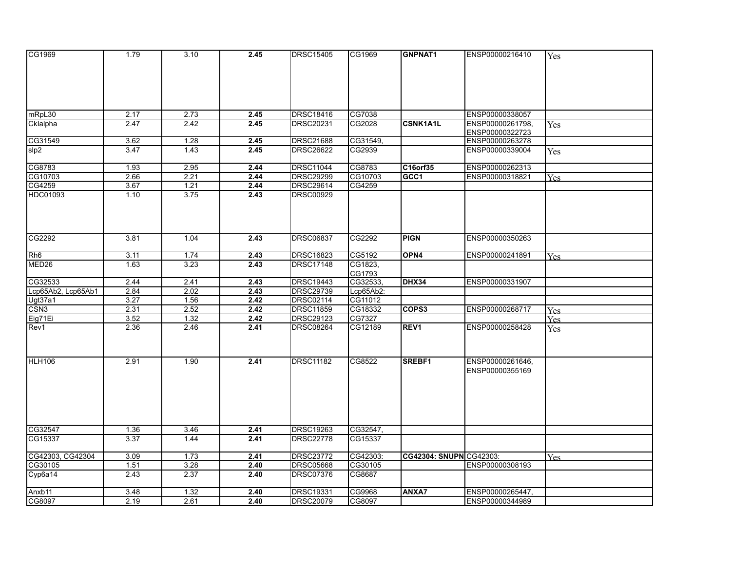| | | | | | | | | |
|---|---|---|---|---|---|---|---|---|
| CG1969 | 1.79 | 3.10 | **2.45** | DRSC15405 | CG1969 | **GNPNAT1** | ENSP00000216410 | Yes |
| mRpL30 | 2.17 | 2.73 | **2.45** | DRSC18416 | CG7038 | | ENSP00000338057 | |
| CkIalpha | 2.47 | 2.42 | **2.45** | DRSC20231 | CG2028 | **CSNK1A1L** | ENSP00000261798, ENSP00000322723 | Yes |
| CG31549 | 3.62 | 1.28 | **2.45** | DRSC21688 | CG31549, | | ENSP00000263278 | |
| slp2 | 3.47 | 1.43 | **2.45** | DRSC26622 | CG2939 | | ENSP00000339004 | Yes |
| CG8783 | 1.93 | 2.95 | **2.44** | DRSC11044 | CG8783 | **C16orf35** | ENSP00000262313 | |
| CG10703 | 2.66 | 2.21 | **2.44** | DRSC29299 | CG10703 | **GCC1** | ENSP00000318821 | Yes |
| CG4259 | 3.67 | 1.21 | **2.44** | DRSC29614 | CG4259 | | | |
| HDC01093 | 1.10 | 3.75 | **2.43** | DRSC00929 | | | | |
| CG2292 | 3.81 | 1.04 | **2.43** | DRSC06837 | CG2292 | **PIGN** | ENSP00000350263 | |
| Rh6 | 3.11 | 1.74 | **2.43** | DRSC16823 | CG5192 | **OPN4** | ENSP00000241891 | Yes |
| MED26 | 1.63 | 3.23 | **2.43** | DRSC17148 | CG1823, CG1793 | | | |
| CG32533 | 2.44 | 2.41 | **2.43** | DRSC19443 | CG32533, | **DHX34** | ENSP00000331907 | |
| Lcp65Ab2, Lcp65Ab1 | 2.84 | 2.02 | **2.43** | DRSC29739 | Lcp65Ab2: | | | |
| Ugt37a1 | 3.27 | 1.56 | **2.42** | DRSC02114 | CG11012 | | | |
| CSN3 | 2.31 | 2.52 | **2.42** | DRSC11859 | CG18332 | **COPS3** | ENSP00000268717 | Yes |
| Eig71Ei | 3.52 | 1.32 | **2.42** | DRSC29123 | CG7327 | | | Yes |
| Rev1 | 2.36 | 2.46 | **2.41** | DRSC08264 | CG12189 | **REV1** | ENSP00000258428 | Yes |
| HLH106 | 2.91 | 1.90 | **2.41** | DRSC11182 | CG8522 | **SREBF1** | ENSP00000261646, ENSP00000355169 | |
| CG32547 | 1.36 | 3.46 | **2.41** | DRSC19263 | CG32547, | | | |
| CG15337 | 3.37 | 1.44 | **2.41** | DRSC22778 | CG15337 | | | |
| CG42303, CG42304 | 3.09 | 1.73 | **2.41** | DRSC23772 | CG42303: | **CG42304: SNUPN** | CG42303: | Yes |
| CG30105 | 1.51 | 3.28 | **2.40** | DRSC05668 | CG30105 | | ENSP00000308193 | |
| Cyp6a14 | 2.43 | 2.37 | **2.40** | DRSC07376 | CG8687 | | | |
| Anxb11 | 3.48 | 1.32 | **2.40** | DRSC19331 | CG9968 | **ANXA7** | ENSP00000265447, | |
| CG8097 | 2.19 | 2.61 | **2.40** | DRSC20079 | CG8097 | | ENSP00000344989 | |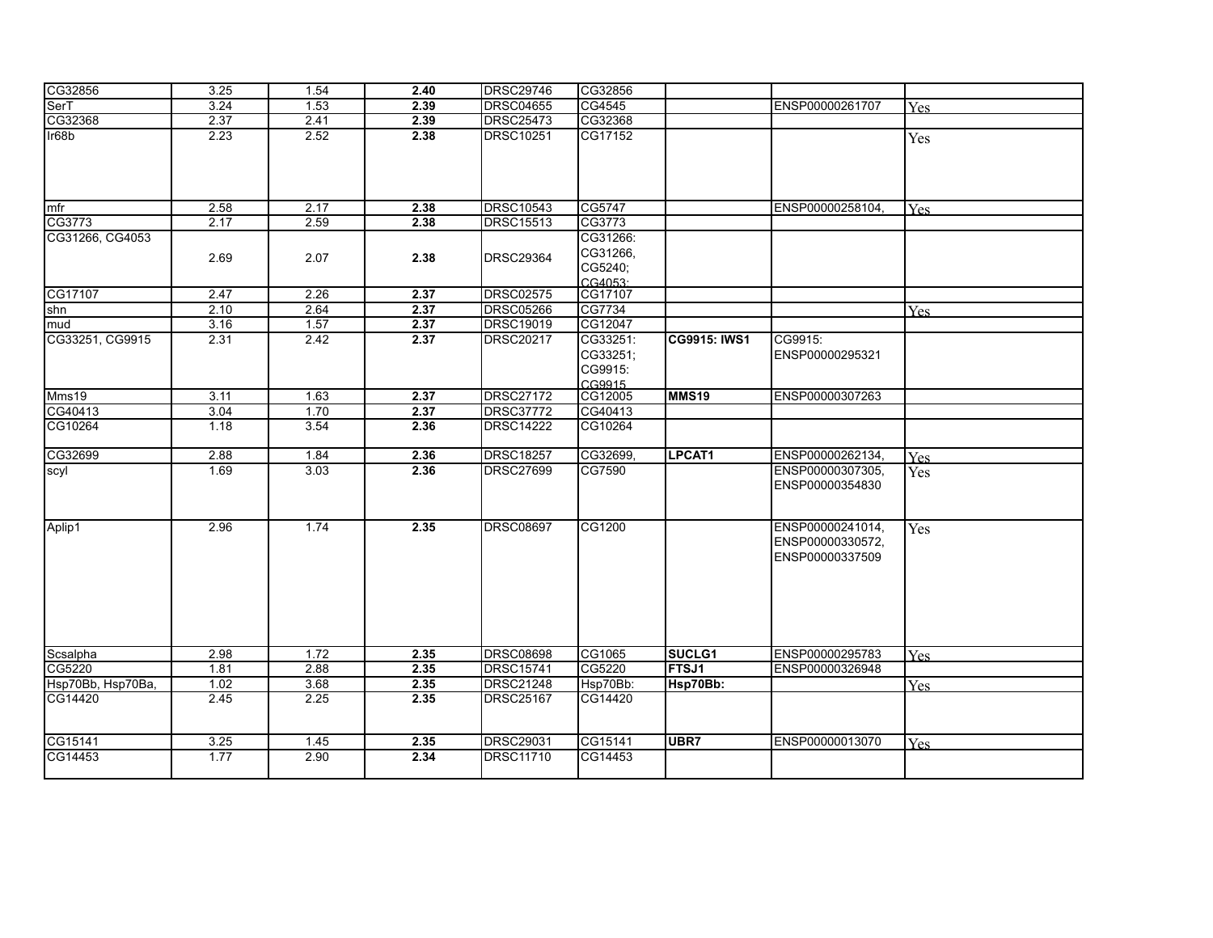| | | | | | | | | |
|---|---|---|---|---|---|---|---|---|
| CG32856 | 3.25 | 1.54 | **2.40** | DRSC29746 | CG32856 | | | |
| SerT | 3.24 | 1.53 | **2.39** | DRSC04655 | CG4545 | | ENSP00000261707 | Yes |
| CG32368 | 2.37 | 2.41 | **2.39** | DRSC25473 | CG32368 | | | |
| Ir68b | 2.23 | 2.52 | **2.38** | DRSC10251 | CG17152 | | | Yes |
| mfr | 2.58 | 2.17 | **2.38** | DRSC10543 | CG5747 | | ENSP00000258104, | Yes |
| CG3773 | 2.17 | 2.59 | **2.38** | DRSC15513 | CG3773 | | | |
| CG31266, CG4053 | 2.69 | 2.07 | **2.38** | DRSC29364 | CG31266: CG31266, CG5240; CG4053: | | | |
| CG17107 | 2.47 | 2.26 | **2.37** | DRSC02575 | CG17107 | | | |
| shn | 2.10 | 2.64 | **2.37** | DRSC05266 | CG7734 | | | Yes |
| mud | 3.16 | 1.57 | **2.37** | DRSC19019 | CG12047 | | | |
| CG33251, CG9915 | 2.31 | 2.42 | **2.37** | DRSC20217 | CG33251: CG33251; CG9915: CG9915 | **CG9915: IWS1** | CG9915: ENSP00000295321 | |
| Mms19 | 3.11 | 1.63 | **2.37** | DRSC27172 | CG12005 | **MMS19** | ENSP00000307263 | |
| CG40413 | 3.04 | 1.70 | **2.37** | DRSC37772 | CG40413 | | | |
| CG10264 | 1.18 | 3.54 | **2.36** | DRSC14222 | CG10264 | | | |
| CG32699 | 2.88 | 1.84 | **2.36** | DRSC18257 | CG32699, | **LPCAT1** | ENSP00000262134, | Yes |
| scyl | 1.69 | 3.03 | **2.36** | DRSC27699 | CG7590 | | ENSP00000307305, ENSP00000354830 | Yes |
| Aplip1 | 2.96 | 1.74 | **2.35** | DRSC08697 | CG1200 | | ENSP00000241014, ENSP00000330572, ENSP00000337509 | Yes |
| Scsalpha | 2.98 | 1.72 | **2.35** | DRSC08698 | CG1065 | **SUCLG1** | ENSP00000295783 | Yes |
| CG5220 | 1.81 | 2.88 | **2.35** | DRSC15741 | CG5220 | **FTSJ1** | ENSP00000326948 | |
| Hsp70Bb, Hsp70Ba, | 1.02 | 3.68 | **2.35** | DRSC21248 | Hsp70Bb: | **Hsp70Bb:** | | Yes |
| CG14420 | 2.45 | 2.25 | **2.35** | DRSC25167 | CG14420 | | | |
| CG15141 | 3.25 | 1.45 | **2.35** | DRSC29031 | CG15141 | **UBR7** | ENSP00000013070 | Yes |
| CG14453 | 1.77 | 2.90 | **2.34** | DRSC11710 | CG14453 | | | |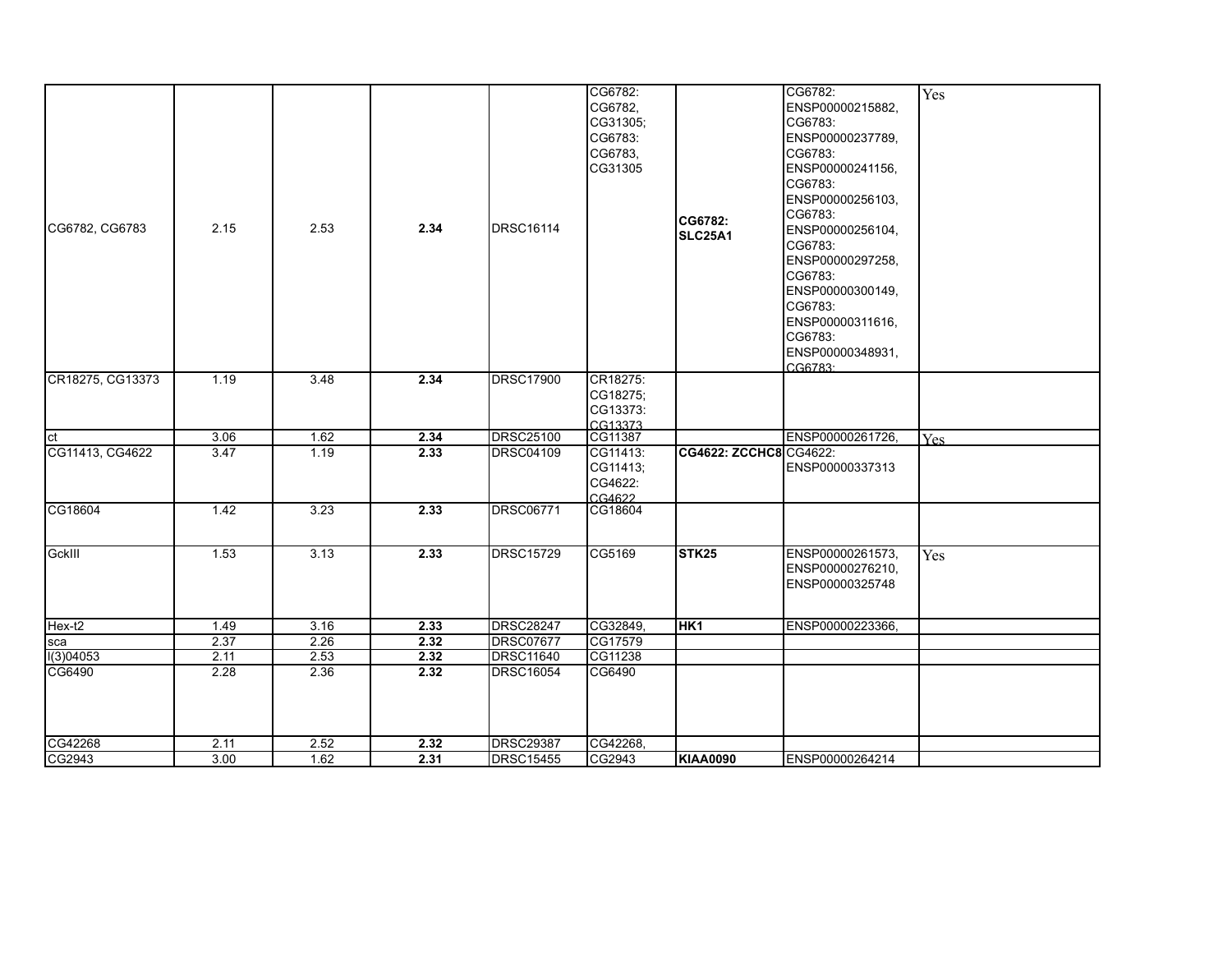| | | | | | | | | |
|---|---|---|---|---|---|---|---|---|
| CG6782, CG6783 | 2.15 | 2.53 | **2.34** | DRSC16114 | CG6782: CG6782, CG31305; CG6783: CG6783, CG31305 | **CG6782: SLC25A1** | CG6782: ENSP00000215882, CG6783: ENSP00000237789, CG6783: ENSP00000241156, CG6783: ENSP00000256103, CG6783: ENSP00000256104, CG6783: ENSP00000297258, CG6783: ENSP00000300149, CG6783: ENSP00000311616, CG6783: ENSP00000348931, CG6783: | Yes |
| CR18275, CG13373 | 1.19 | 3.48 | **2.34** | DRSC17900 | CR18275: CG18275; CG13373: CG13373 | | | |
| ct | 3.06 | 1.62 | **2.34** | DRSC25100 | CG11387 | | ENSP00000261726, | Yes |
| CG11413, CG4622 | 3.47 | 1.19 | **2.33** | DRSC04109 | CG11413: CG11413; CG4622: CG4622 | **CG4622: ZCCHC8** | CG4622: ENSP00000337313 | |
| CG18604 | 1.42 | 3.23 | **2.33** | DRSC06771 | CG18604 | | | |
| GckIII | 1.53 | 3.13 | **2.33** | DRSC15729 | CG5169 | **STK25** | ENSP00000261573, ENSP00000276210, ENSP00000325748 | Yes |
| Hex-t2 | 1.49 | 3.16 | **2.33** | DRSC28247 | CG32849, | **HK1** | ENSP00000223366, | |
| sca | 2.37 | 2.26 | **2.32** | DRSC07677 | CG17579 | | | |
| l(3)04053 | 2.11 | 2.53 | **2.32** | DRSC11640 | CG11238 | | | |
| CG6490 | 2.28 | 2.36 | **2.32** | DRSC16054 | CG6490 | | | |
| CG42268 | 2.11 | 2.52 | **2.32** | DRSC29387 | CG42268, | | | |
| CG2943 | 3.00 | 1.62 | **2.31** | DRSC15455 | CG2943 | **KIAA0090** | ENSP00000264214 | |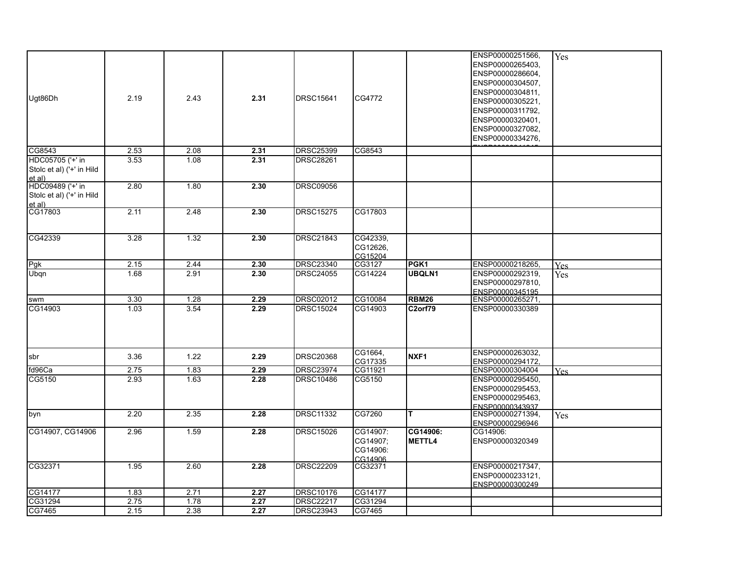| | | | | | | | | |
|---|---|---|---|---|---|---|---|---|
| Ugt86Dh | 2.19 | 2.43 | **2.31** | DRSC15641 | CG4772 | | ENSP00000251566, ENSP00000265403, ENSP00000286604, ENSP00000304507, ENSP00000304811, ENSP00000305221, ENSP00000311792, ENSP00000320401, ENSP00000327082, ENSP00000334276, | Yes |
| CG8543 | 2.53 | 2.08 | **2.31** | DRSC25399 | CG8543 | | | |
| HDC05705 ('+' in Stolc et al) ('+' in Hild et al) | 3.53 | 1.08 | **2.31** | DRSC28261 | | | | |
| HDC09489 ('+' in Stolc et al) ('+' in Hild et al) | 2.80 | 1.80 | **2.30** | DRSC09056 | | | | |
| CG17803 | 2.11 | 2.48 | **2.30** | DRSC15275 | CG17803 | | | |
| CG42339 | 3.28 | 1.32 | **2.30** | DRSC21843 | CG42339, CG12626, CG15204 | | | |
| Pgk | 2.15 | 2.44 | **2.30** | DRSC23340 | CG3127 | **PGK1** | ENSP00000218265, | Yes |
| Ubqn | 1.68 | 2.91 | **2.30** | DRSC24055 | CG14224 | **UBQLN1** | ENSP00000292319, ENSP00000297810, ENSP00000345195 | Yes |
| swm | 3.30 | 1.28 | **2.29** | DRSC02012 | CG10084 | **RBM26** | ENSP00000265271, | |
| CG14903 | 1.03 | 3.54 | **2.29** | DRSC15024 | CG14903 | **C2orf79** | ENSP00000330389 | |
| sbr | 3.36 | 1.22 | **2.29** | DRSC20368 | CG1664, CG17335 | **NXF1** | ENSP00000263032, ENSP00000294172, | |
| fd96Ca | 2.75 | 1.83 | **2.29** | DRSC23974 | CG11921 | | ENSP00000304004 | Yes |
| CG5150 | 2.93 | 1.63 | **2.28** | DRSC10486 | CG5150 | | ENSP00000295450, ENSP00000295453, ENSP00000295463, ENSP00000343937 | |
| byn | 2.20 | 2.35 | **2.28** | DRSC11332 | CG7260 | **T** | ENSP00000271394, ENSP00000296946 | Yes |
| CG14907, CG14906 | 2.96 | 1.59 | **2.28** | DRSC15026 | CG14907: CG14907; CG14906: CG14906 | **CG14906: METTL4** | CG14906: ENSP00000320349 | |
| CG32371 | 1.95 | 2.60 | **2.28** | DRSC22209 | CG32371 | | ENSP00000217347, ENSP00000233121, ENSP00000300249 | |
| CG14177 | 1.83 | 2.71 | **2.27** | DRSC10176 | CG14177 | | | |
| CG31294 | 2.75 | 1.78 | **2.27** | DRSC22217 | CG31294 | | | |
| CG7465 | 2.15 | 2.38 | **2.27** | DRSC23943 | CG7465 | | | |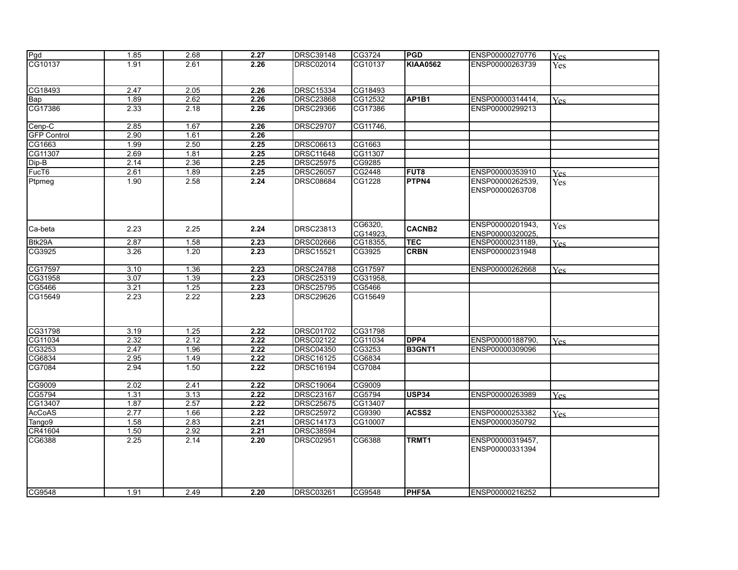| | | | | | | | | |
|---|---|---|---|---|---|---|---|---|
| Pgd | 1.85 | 2.68 | **2.27** | DRSC39148 | CG3724 | **PGD** | ENSP00000270776 | Yes |
| CG10137 | 1.91 | 2.61 | **2.26** | DRSC02014 | CG10137 | **KIAA0562** | ENSP00000263739 | Yes |
| CG18493 | 2.47 | 2.05 | **2.26** | DRSC15334 | CG18493 | | | |
| Bap | 1.89 | 2.62 | **2.26** | DRSC23868 | CG12532 | **AP1B1** | ENSP00000314414, | Yes |
| CG17386 | 2.33 | 2.18 | **2.26** | DRSC29366 | CG17386 | | ENSP00000299213 | |
| Cenp-C | 2.85 | 1.67 | **2.26** | DRSC29707 | CG11746, | | | |
| GFP Control | 2.90 | 1.61 | **2.26** | | | | | |
| CG1663 | 1.99 | 2.50 | **2.25** | DRSC06613 | CG1663 | | | |
| CG11307 | 2.69 | 1.81 | **2.25** | DRSC11648 | CG11307 | | | |
| Dip-B | 2.14 | 2.36 | **2.25** | DRSC25975 | CG9285 | | | |
| FucT6 | 2.61 | 1.89 | **2.25** | DRSC26057 | CG2448 | **FUT8** | ENSP00000353910 | Yes |
| Ptpmeg | 1.90 | 2.58 | **2.24** | DRSC08684 | CG1228 | **PTPN4** | ENSP00000262539, ENSP00000263708 | Yes |
| Ca-beta | 2.23 | 2.25 | **2.24** | DRSC23813 | CG6320, CG14923, | **CACNB2** | ENSP00000201943, ENSP00000320025, | Yes |
| Btk29A | 2.87 | 1.58 | **2.23** | DRSC02666 | CG18355, | **TEC** | ENSP00000231189, | Yes |
| CG3925 | 3.26 | 1.20 | **2.23** | DRSC15521 | CG3925 | **CRBN** | ENSP00000231948 | |
| CG17597 | 3.10 | 1.36 | **2.23** | DRSC24788 | CG17597 | | ENSP00000262668 | Yes |
| CG31958 | 3.07 | 1.39 | **2.23** | DRSC25319 | CG31958, | | | |
| CG5466 | 3.21 | 1.25 | **2.23** | DRSC25795 | CG5466 | | | |
| CG15649 | 2.23 | 2.22 | **2.23** | DRSC29626 | CG15649 | | | |
| CG31798 | 3.19 | 1.25 | **2.22** | DRSC01702 | CG31798 | | | |
| CG11034 | 2.32 | 2.12 | **2.22** | DRSC02122 | CG11034 | **DPP4** | ENSP00000188790, | Yes |
| CG3253 | 2.47 | 1.96 | **2.22** | DRSC04350 | CG3253 | **B3GNT1** | ENSP00000309096 | |
| CG6834 | 2.95 | 1.49 | **2.22** | DRSC16125 | CG6834 | | | |
| CG7084 | 2.94 | 1.50 | **2.22** | DRSC16194 | CG7084 | | | |
| CG9009 | 2.02 | 2.41 | **2.22** | DRSC19064 | CG9009 | | | |
| CG5794 | 1.31 | 3.13 | **2.22** | DRSC23167 | CG5794 | **USP34** | ENSP00000263989 | Yes |
| CG13407 | 1.87 | 2.57 | **2.22** | DRSC25675 | CG13407 | | | |
| AcCoAS | 2.77 | 1.66 | **2.22** | DRSC25972 | CG9390 | **ACSS2** | ENSP00000253382 | Yes |
| Tango9 | 1.58 | 2.83 | **2.21** | DRSC14173 | CG10007 | | ENSP00000350792 | |
| CR41604 | 1.50 | 2.92 | **2.21** | DRSC38594 | | | | |
| CG6388 | 2.25 | 2.14 | **2.20** | DRSC02951 | CG6388 | **TRMT1** | ENSP00000319457, ENSP00000331394 | |
| CG9548 | 1.91 | 2.49 | **2.20** | DRSC03261 | CG9548 | **PHF5A** | ENSP00000216252 | |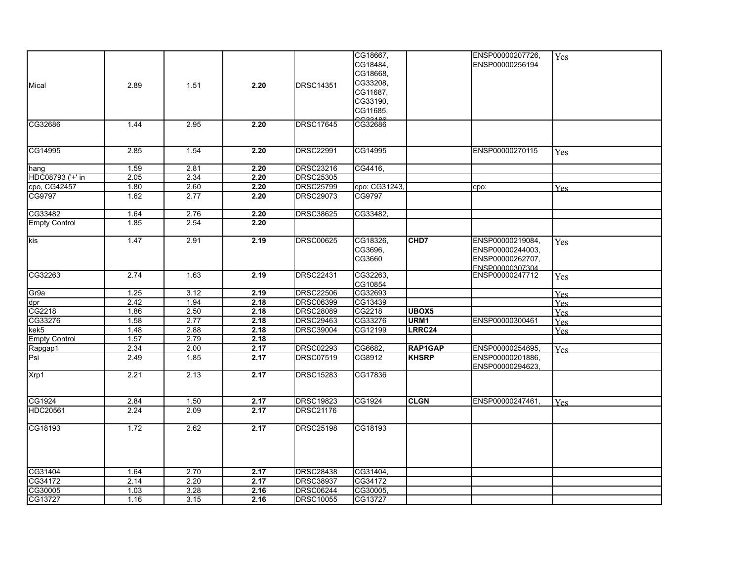| | | | | | | | | |
|---|---|---|---|---|---|---|---|---|
| Mical | 2.89 | 1.51 | **2.20** | DRSC14351 | CG18667, CG18484, CG18668, CG33208, CG11687, CG33190, CG11685, CG33186 | | ENSP00000207726, ENSP00000256194 | Yes |
| CG32686 | 1.44 | 2.95 | **2.20** | DRSC17645 | CG32686 | | | |
| CG14995 | 2.85 | 1.54 | **2.20** | DRSC22991 | CG14995 | | ENSP00000270115 | Yes |
| hang | 1.59 | 2.81 | **2.20** | DRSC23216 | CG4416, | | | |
| HDC08793 ('+' in | 2.05 | 2.34 | **2.20** | DRSC25305 | | | | |
| cpo, CG42457 | 1.80 | 2.60 | **2.20** | DRSC25799 | cpo: CG31243, | | cpo: | Yes |
| CG9797 | 1.62 | 2.77 | **2.20** | DRSC29073 | CG9797 | | | |
| CG33482 | 1.64 | 2.76 | **2.20** | DRSC38625 | CG33482, | | | |
| Empty Control | 1.85 | 2.54 | **2.20** | | | | | |
| kis | 1.47 | 2.91 | **2.19** | DRSC00625 | CG18326, CG3696, CG3660 | **CHD7** | ENSP00000219084, ENSP00000244003, ENSP00000262707, ENSP00000307304 | Yes |
| CG32263 | 2.74 | 1.63 | **2.19** | DRSC22431 | CG32263, CG10854 | | ENSP00000247712 | Yes |
| Gr9a | 1.25 | 3.12 | **2.19** | DRSC22506 | CG32693 | | | Yes |
| dpr | 2.42 | 1.94 | **2.18** | DRSC06399 | CG13439 | | | Yes |
| CG2218 | 1.86 | 2.50 | **2.18** | DRSC28089 | CG2218 | **UBOX5** | | Yes |
| CG33276 | 1.58 | 2.77 | **2.18** | DRSC29463 | CG33276 | **URM1** | ENSP00000300461 | Yes |
| kek5 | 1.48 | 2.88 | **2.18** | DRSC39004 | CG12199 | **LRRC24** | | Yes |
| Empty Control | 1.57 | 2.79 | **2.18** | | | | | |
| Rapgap1 | 2.34 | 2.00 | **2.17** | DRSC02293 | CG6682, | **RAP1GAP** | ENSP00000254695, | Yes |
| Psi | 2.49 | 1.85 | **2.17** | DRSC07519 | CG8912 | **KHSRP** | ENSP00000201886, ENSP00000294623, | |
| Xrp1 | 2.21 | 2.13 | **2.17** | DRSC15283 | CG17836 | | | |
| CG1924 | 2.84 | 1.50 | **2.17** | DRSC19823 | CG1924 | **CLGN** | ENSP00000247461, | Yes |
| HDC20561 | 2.24 | 2.09 | **2.17** | DRSC21176 | | | | |
| CG18193 | 1.72 | 2.62 | **2.17** | DRSC25198 | CG18193 | | | |
| CG31404 | 1.64 | 2.70 | **2.17** | DRSC28438 | CG31404, | | | |
| CG34172 | 2.14 | 2.20 | **2.17** | DRSC38937 | CG34172 | | | |
| CG30005 | 1.03 | 3.28 | **2.16** | DRSC06244 | CG30005, | | | |
| CG13727 | 1.16 | 3.15 | **2.16** | DRSC10055 | CG13727 | | | |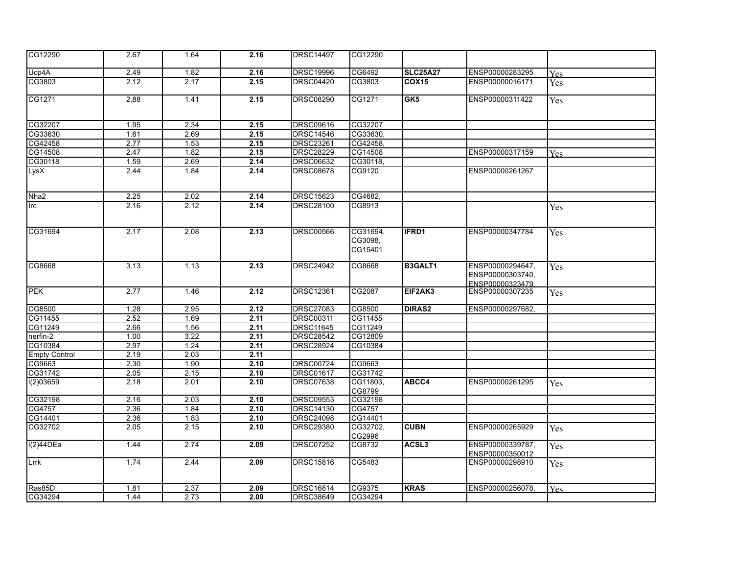| | | | | | | | | |
|---|---|---|---|---|---|---|---|---|
| CG12290 | 2.67 | 1.64 | **2.16** | DRSC14497 | CG12290 | | | |
| Ucp4A | 2.49 | 1.82 | **2.16** | DRSC19996 | CG6492 | **SLC25A27** | ENSP00000283295 | Yes |
| CG3803 | 2.12 | 2.17 | **2.15** | DRSC04420 | CG3803 | **COX15** | ENSP00000016171 | Yes |
| CG1271 | 2.88 | 1.41 | **2.15** | DRSC08290 | CG1271 | **GK5** | ENSP00000311422 | Yes |
| CG32207 | 1.95 | 2.34 | **2.15** | DRSC09616 | CG32207 | | | |
| CG33630 | 1.61 | 2.69 | **2.15** | DRSC14546 | CG33630, | | | |
| CG42458 | 2.77 | 1.53 | **2.15** | DRSC23261 | CG42458, | | | |
| CG14508 | 2.47 | 1.82 | **2.15** | DRSC28229 | CG14508 | | ENSP00000317159 | Yes |
| CG30118 | 1.59 | 2.69 | **2.14** | DRSC06632 | CG30118, | | | |
| LysX | 2.44 | 1.84 | **2.14** | DRSC08678 | CG9120 | | ENSP00000261267 | |
| Nha2 | 2.25 | 2.02 | **2.14** | DRSC15623 | CG4682, | | | |
| Irc | 2.16 | 2.12 | **2.14** | DRSC28100 | CG8913 | | | Yes |
| CG31694 | 2.17 | 2.08 | **2.13** | DRSC00566 | CG31694, CG3098, CG15401 | **IFRD1** | ENSP00000347784 | Yes |
| CG8668 | 3.13 | 1.13 | **2.13** | DRSC24942 | CG8668 | **B3GALT1** | ENSP00000294647, ENSP00000303740, ENSP00000323479, | Yes |
| PEK | 2.77 | 1.46 | **2.12** | DRSC12361 | CG2087 | **EIF2AK3** | ENSP00000307235 | Yes |
| CG8500 | 1.28 | 2.95 | **2.12** | DRSC27083 | CG8500 | **DIRAS2** | ENSP00000297682, | |
| CG11455 | 2.52 | 1.69 | **2.11** | DRSC00311 | CG11455 | | | |
| CG11249 | 2.66 | 1.56 | **2.11** | DRSC11645 | CG11249 | | | |
| nerfin-2 | 1.00 | 3.22 | **2.11** | DRSC28542 | CG12809 | | | |
| CG10384 | 2.97 | 1.24 | **2.11** | DRSC28924 | CG10384 | | | |
| Empty Control | 2.19 | 2.03 | **2.11** | | | | | |
| CG9663 | 2.30 | 1.90 | **2.10** | DRSC00724 | CG9663 | | | |
| CG31742 | 2.05 | 2.15 | **2.10** | DRSC01617 | CG31742 | | | |
| l(2)03659 | 2.18 | 2.01 | **2.10** | DRSC07638 | CG11803, CG8799 | **ABCC4** | ENSP00000261295 | Yes |
| CG32198 | 2.16 | 2.03 | **2.10** | DRSC09553 | CG32198 | | | |
| CG4757 | 2.36 | 1.84 | **2.10** | DRSC14130 | CG4757 | | | |
| CG14401 | 2.36 | 1.83 | **2.10** | DRSC24098 | CG14401 | | | |
| CG32702 | 2.05 | 2.15 | **2.10** | DRSC29380 | CG32702, CG2996 | **CUBN** | ENSP00000265929 | Yes |
| l(2)44DEa | 1.44 | 2.74 | **2.09** | DRSC07252 | CG8732 | **ACSL3** | ENSP00000339787, ENSP00000350012 | Yes |
| Lrrk | 1.74 | 2.44 | **2.09** | DRSC15816 | CG5483 | | ENSP00000298910 | Yes |
| Ras85D | 1.81 | 2.37 | **2.09** | DRSC16814 | CG9375 | **KRAS** | ENSP00000256078, | Yes |
| CG34294 | 1.44 | 2.73 | **2.09** | DRSC38649 | CG34294 | | | |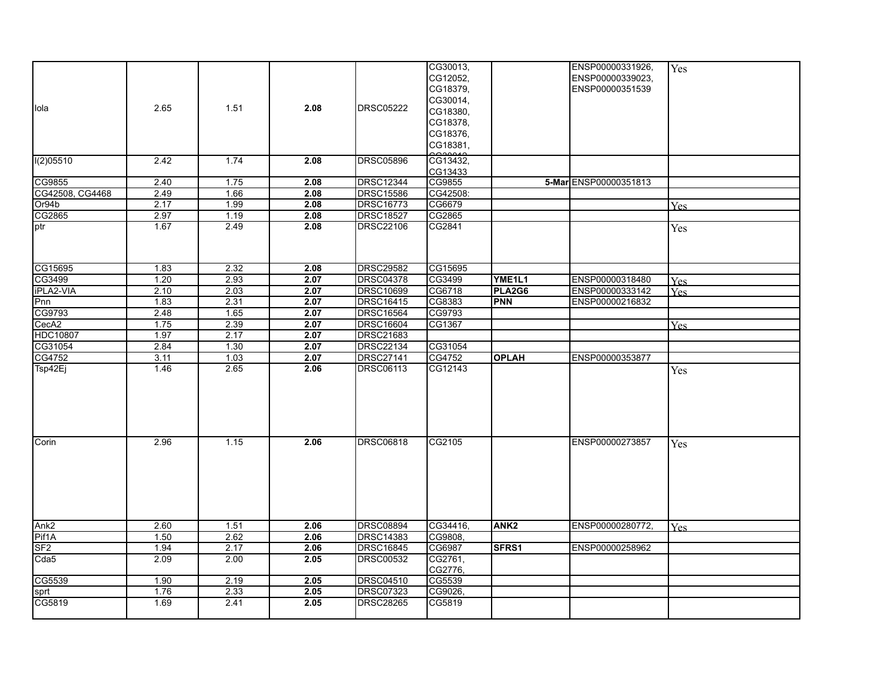| | | | | | | | | |
|---|---|---|---|---|---|---|---|---|
| lola | 2.65 | 1.51 | **2.08** | DRSC05222 | CG30013, CG12052, CG18379, CG30014, CG18380, CG18378, CG18376, CG18381, CG30012 | | ENSP00000331926, ENSP00000339023, ENSP00000351539 | Yes |
| l(2)05510 | 2.42 | 1.74 | **2.08** | DRSC05896 | CG13432, CG13433 | | | |
| CG9855 | 2.40 | 1.75 | **2.08** | DRSC12344 | CG9855 | **5-Mar** | ENSP00000351813 | |
| CG42508, CG4468 | 2.49 | 1.66 | **2.08** | DRSC15586 | CG42508: | | | |
| Or94b | 2.17 | 1.99 | **2.08** | DRSC16773 | CG6679 | | | Yes |
| CG2865 | 2.97 | 1.19 | **2.08** | DRSC18527 | CG2865 | | | |
| ptr | 1.67 | 2.49 | **2.08** | DRSC22106 | CG2841 | | | Yes |
| CG15695 | 1.83 | 2.32 | **2.08** | DRSC29582 | CG15695 | | | |
| CG3499 | 1.20 | 2.93 | **2.07** | DRSC04378 | CG3499 | **YME1L1** | ENSP00000318480 | Yes |
| iPLA2-VIA | 2.10 | 2.03 | **2.07** | DRSC10699 | CG6718 | **PLA2G6** | ENSP00000333142 | Yes |
| Pnn | 1.83 | 2.31 | **2.07** | DRSC16415 | CG8383 | **PNN** | ENSP00000216832 | |
| CG9793 | 2.48 | 1.65 | **2.07** | DRSC16564 | CG9793 | | | |
| CecA2 | 1.75 | 2.39 | **2.07** | DRSC16604 | CG1367 | | | Yes |
| HDC10807 | 1.97 | 2.17 | **2.07** | DRSC21683 | | | | |
| CG31054 | 2.84 | 1.30 | **2.07** | DRSC22134 | CG31054 | | | |
| CG4752 | 3.11 | 1.03 | **2.07** | DRSC27141 | CG4752 | **OPLAH** | ENSP00000353877 | |
| Tsp42Ej | 1.46 | 2.65 | **2.06** | DRSC06113 | CG12143 | | | Yes |
| Corin | 2.96 | 1.15 | **2.06** | DRSC06818 | CG2105 | | ENSP00000273857 | Yes |
| Ank2 | 2.60 | 1.51 | **2.06** | DRSC08894 | CG34416, | **ANK2** | ENSP00000280772, | Yes |
| Pif1A | 1.50 | 2.62 | **2.06** | DRSC14383 | CG9808, | | | |
| SF2 | 1.94 | 2.17 | **2.06** | DRSC16845 | CG6987 | **SFRS1** | ENSP00000258962 | |
| Cda5 | 2.09 | 2.00 | **2.05** | DRSC00532 | CG2761, CG2776, | | | |
| CG5539 | 1.90 | 2.19 | **2.05** | DRSC04510 | CG5539 | | | |
| sprt | 1.76 | 2.33 | **2.05** | DRSC07323 | CG9026, | | | |
| CG5819 | 1.69 | 2.41 | **2.05** | DRSC28265 | CG5819 | | | |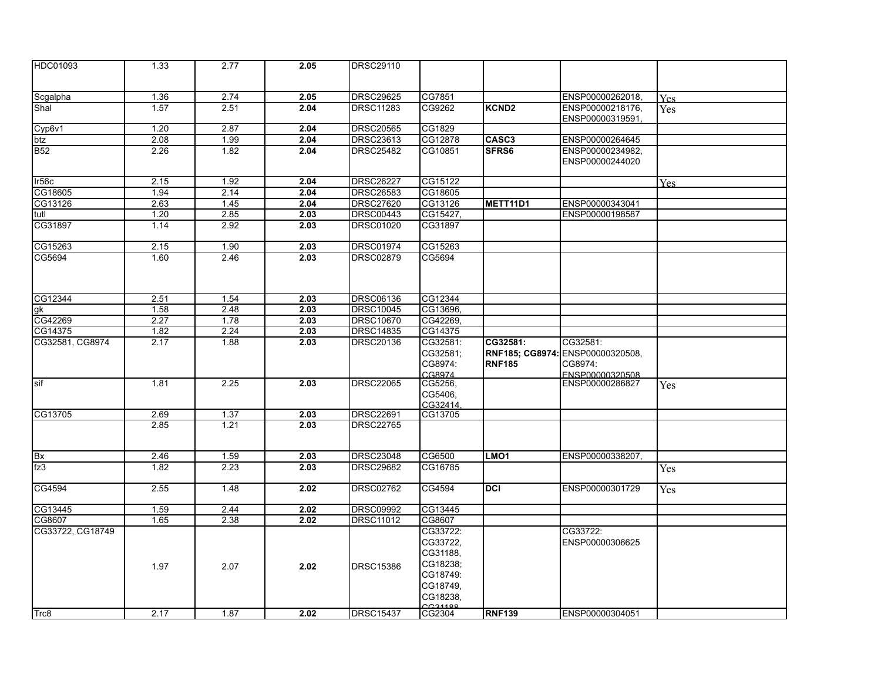| | | | | | | | | |
|---|---|---|---|---|---|---|---|---|
| HDC01093 | 1.33 | 2.77 | **2.05** | DRSC29110 | | | | |
| Scgalpha | 1.36 | 2.74 | **2.05** | DRSC29625 | CG7851 | | ENSP00000262018, | Yes |
| Shal | 1.57 | 2.51 | **2.04** | DRSC11283 | CG9262 | **KCND2** | ENSP00000218176, ENSP00000319591, | Yes |
| Cyp6v1 | 1.20 | 2.87 | **2.04** | DRSC20565 | CG1829 | | | |
| btz | 2.08 | 1.99 | **2.04** | DRSC23613 | CG12878 | **CASC3** | ENSP00000264645 | |
| B52 | 2.26 | 1.82 | **2.04** | DRSC25482 | CG10851 | **SFRS6** | ENSP00000234982, ENSP00000244020 | |
| Ir56c | 2.15 | 1.92 | **2.04** | DRSC26227 | CG15122 | | | Yes |
| CG18605 | 1.94 | 2.14 | **2.04** | DRSC26583 | CG18605 | | | |
| CG13126 | 2.63 | 1.45 | **2.04** | DRSC27620 | CG13126 | **METT11D1** | ENSP00000343041 | |
| tutl | 1.20 | 2.85 | **2.03** | DRSC00443 | CG15427, | | ENSP00000198587 | |
| CG31897 | 1.14 | 2.92 | **2.03** | DRSC01020 | CG31897 | | | |
| CG15263 | 2.15 | 1.90 | **2.03** | DRSC01974 | CG15263 | | | |
| CG5694 | 1.60 | 2.46 | **2.03** | DRSC02879 | CG5694 | | | |
| CG12344 | 2.51 | 1.54 | **2.03** | DRSC06136 | CG12344 | | | |
| gk | 1.58 | 2.48 | **2.03** | DRSC10045 | CG13696, | | | |
| CG42269 | 2.27 | 1.78 | **2.03** | DRSC10670 | CG42269, | | | |
| CG14375 | 1.82 | 2.24 | **2.03** | DRSC14835 | CG14375 | | | |
| CG32581, CG8974 | 2.17 | 1.88 | **2.03** | DRSC20136 | CG32581: CG32581; CG8974: CG8974 | **CG32581: RNF185; CG8974: RNF185** | CG32581: ENSP00000320508, CG8974: ENSP00000320508 | |
| sif | 1.81 | 2.25 | **2.03** | DRSC22065 | CG5256, CG5406, CG32414, | | ENSP00000286827 | Yes |
| CG13705 | 2.69 | 1.37 | **2.03** | DRSC22691 | CG13705 | | | |
| | 2.85 | 1.21 | **2.03** | DRSC22765 | | | | |
| Bx | 2.46 | 1.59 | **2.03** | DRSC23048 | CG6500 | **LMO1** | ENSP00000338207, | |
| fz3 | 1.82 | 2.23 | **2.03** | DRSC29682 | CG16785 | | | Yes |
| CG4594 | 2.55 | 1.48 | **2.02** | DRSC02762 | CG4594 | **DCI** | ENSP00000301729 | Yes |
| CG13445 | 1.59 | 2.44 | **2.02** | DRSC09992 | CG13445 | | | |
| CG8607 | 1.65 | 2.38 | **2.02** | DRSC11012 | CG8607 | | | |
| CG33722, CG18749 | 1.97 | 2.07 | **2.02** | DRSC15386 | CG33722: CG33722, CG31188, CG18238; CG18749: CG18749, CG18238, CG31188 | | CG33722: ENSP00000306625 | |
| Trc8 | 2.17 | 1.87 | **2.02** | DRSC15437 | CG2304 | **RNF139** | ENSP00000304051 | |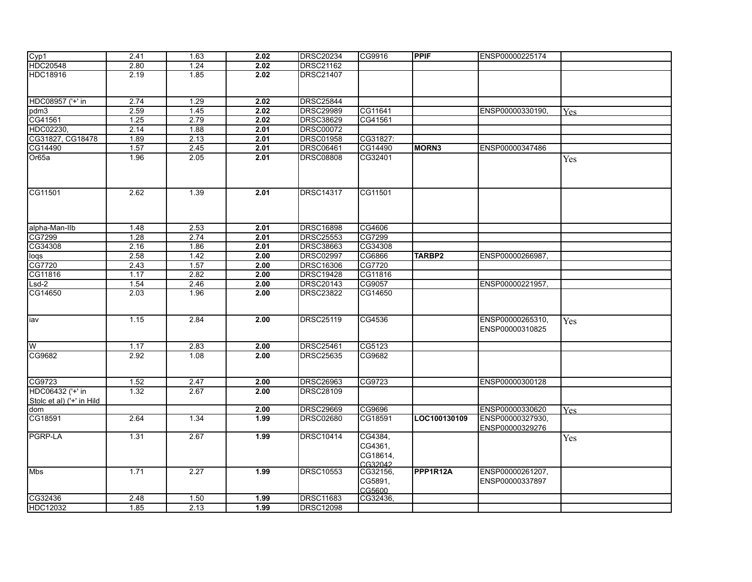| | | | | | | | | |
|---|---|---|---|---|---|---|---|---|
| Cyp1 | 2.41 | 1.63 | **2.02** | DRSC20234 | CG9916 | **PPIF** | ENSP00000225174 | |
| HDC20548 | 2.80 | 1.24 | **2.02** | DRSC21162 | | | | |
| HDC18916 | 2.19 | 1.85 | **2.02** | DRSC21407 | | | | |
| HDC08957 ('+' in | 2.74 | 1.29 | **2.02** | DRSC25844 | | | | |
| pdm3 | 2.59 | 1.45 | **2.02** | DRSC29989 | CG11641 | | ENSP00000330190, | Yes |
| CG41561 | 1.25 | 2.79 | **2.02** | DRSC38629 | CG41561 | | | |
| HDC02230, | 2.14 | 1.88 | **2.01** | DRSC00072 | | | | |
| CG31827, CG18478 | 1.89 | 2.13 | **2.01** | DRSC01958 | CG31827: | | | |
| CG14490 | 1.57 | 2.45 | **2.01** | DRSC06461 | CG14490 | **MORN3** | ENSP00000347486 | |
| Or65a | 1.96 | 2.05 | **2.01** | DRSC08808 | CG32401 | | | Yes |
| CG11501 | 2.62 | 1.39 | **2.01** | DRSC14317 | CG11501 | | | |
| alpha-Man-IIb | 1.48 | 2.53 | **2.01** | DRSC16898 | CG4606 | | | |
| CG7299 | 1.28 | 2.74 | **2.01** | DRSC25553 | CG7299 | | | |
| CG34308 | 2.16 | 1.86 | **2.01** | DRSC38663 | CG34308 | | | |
| loqs | 2.58 | 1.42 | **2.00** | DRSC02997 | CG6866 | **TARBP2** | ENSP00000266987, | |
| CG7720 | 2.43 | 1.57 | **2.00** | DRSC16306 | CG7720 | | | |
| CG11816 | 1.17 | 2.82 | **2.00** | DRSC19428 | CG11816 | | | |
| Lsd-2 | 1.54 | 2.46 | **2.00** | DRSC20143 | CG9057 | | ENSP00000221957, | |
| CG14650 | 2.03 | 1.96 | **2.00** | DRSC23822 | CG14650 | | | |
| iav | 1.15 | 2.84 | **2.00** | DRSC25119 | CG4536 | | ENSP00000265310, ENSP00000310825 | Yes |
| W | 1.17 | 2.83 | **2.00** | DRSC25461 | CG5123 | | | |
| CG9682 | 2.92 | 1.08 | **2.00** | DRSC25635 | CG9682 | | | |
| CG9723 | 1.52 | 2.47 | **2.00** | DRSC26963 | CG9723 | | ENSP00000300128 | |
| HDC06432 ('+' in Stolc et al) ('+' in Hild | 1.32 | 2.67 | **2.00** | DRSC28109 | | | | |
| dom | | | **2.00** | DRSC29669 | CG9696 | | ENSP00000330620 | Yes |
| CG18591 | 2.64 | 1.34 | **1.99** | DRSC02680 | CG18591 | **LOC100130109** | ENSP00000327930, ENSP00000329276 | |
| PGRP-LA | 1.31 | 2.67 | **1.99** | DRSC10414 | CG4384, CG4361, CG18614, CG32042 | | | Yes |
| Mbs | 1.71 | 2.27 | **1.99** | DRSC10553 | CG32156, CG5891, CG5600 | **PPP1R12A** | ENSP00000261207, ENSP00000337897 | |
| CG32436 | 2.48 | 1.50 | **1.99** | DRSC11683 | CG32436, | | | |
| HDC12032 | 1.85 | 2.13 | **1.99** | DRSC12098 | | | | |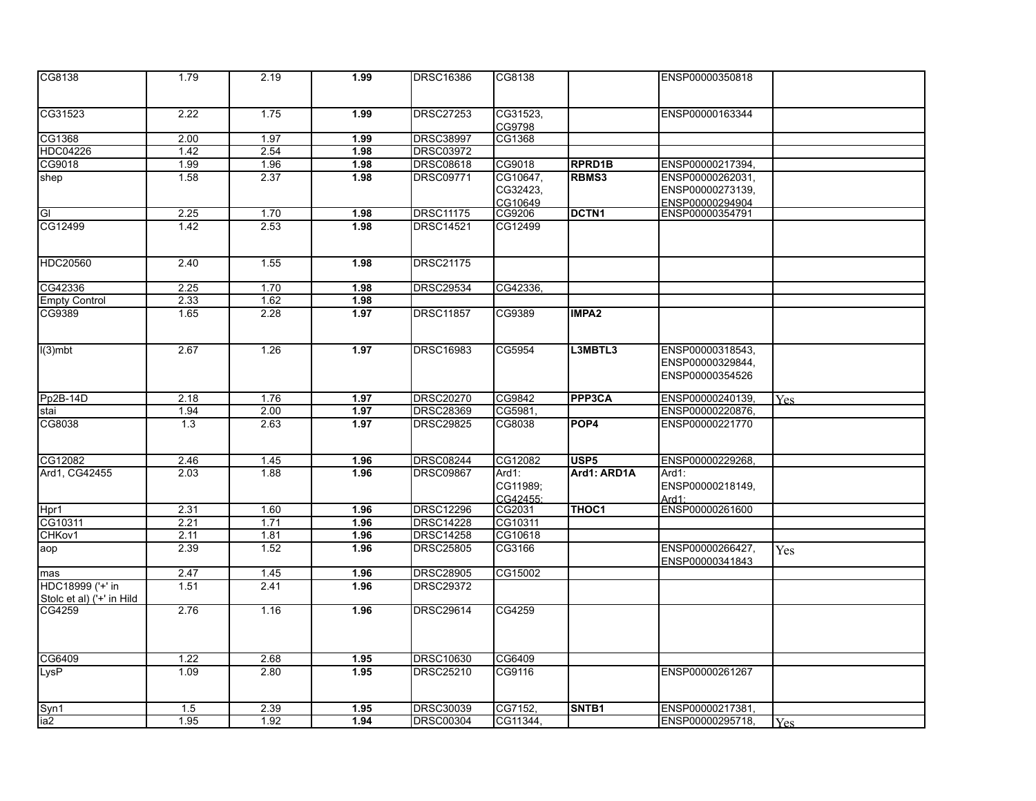| CG8138 | 1.79 | 2.19 | **1.99** | DRSC16386 | CG8138 | | ENSP00000350818 | |
|---|---|---|---|---|---|---|---|---|
| CG31523 | 2.22 | 1.75 | **1.99** | DRSC27253 | CG31523, CG9798 | | ENSP00000163344 | |
| CG1368 | 2.00 | 1.97 | **1.99** | DRSC38997 | CG1368 | | | |
| HDC04226 | 1.42 | 2.54 | **1.98** | DRSC03972 | | | | |
| CG9018 | 1.99 | 1.96 | **1.98** | DRSC08618 | CG9018 | **RPRD1B** | ENSP00000217394, | |
| shep | 1.58 | 2.37 | **1.98** | DRSC09771 | CG10647, CG32423, CG10649 | **RBMS3** | ENSP00000262031, ENSP00000273139, ENSP00000294904 | |
| Gl | 2.25 | 1.70 | **1.98** | DRSC11175 | CG9206 | **DCTN1** | ENSP00000354791 | |
| CG12499 | 1.42 | 2.53 | **1.98** | DRSC14521 | CG12499 | | | |
| HDC20560 | 2.40 | 1.55 | **1.98** | DRSC21175 | | | | |
| CG42336 | 2.25 | 1.70 | **1.98** | DRSC29534 | CG42336, | | | |
| Empty Control | 2.33 | 1.62 | **1.98** | | | | | |
| CG9389 | 1.65 | 2.28 | **1.97** | DRSC11857 | CG9389 | **IMPA2** | | |
| l(3)mbt | 2.67 | 1.26 | **1.97** | DRSC16983 | CG5954 | **L3MBTL3** | ENSP00000318543, ENSP00000329844, ENSP00000354526 | |
| Pp2B-14D | 2.18 | 1.76 | **1.97** | DRSC20270 | CG9842 | **PPP3CA** | ENSP00000240139, | Yes |
| stai | 1.94 | 2.00 | **1.97** | DRSC28369 | CG5981, | | ENSP00000220876, | |
| CG8038 | 1.3 | 2.63 | **1.97** | DRSC29825 | CG8038 | **POP4** | ENSP00000221770 | |
| CG12082 | 2.46 | 1.45 | **1.96** | DRSC08244 | CG12082 | **USP5** | ENSP00000229268, | |
| Ard1, CG42455 | 2.03 | 1.88 | **1.96** | DRSC09867 | Ard1: CG11989; CG42455: | **Ard1: ARD1A** | Ard1: ENSP00000218149, Ard1: | |
| Hpr1 | 2.31 | 1.60 | **1.96** | DRSC12296 | CG2031 | **THOC1** | ENSP00000261600 | |
| CG10311 | 2.21 | 1.71 | **1.96** | DRSC14228 | CG10311 | | | |
| CHKov1 | 2.11 | 1.81 | **1.96** | DRSC14258 | CG10618 | | | |
| aop | 2.39 | 1.52 | **1.96** | DRSC25805 | CG3166 | | ENSP00000266427, ENSP00000341843 | Yes |
| mas | 2.47 | 1.45 | **1.96** | DRSC28905 | CG15002 | | | |
| HDC18999 ('+' in Stolc et al) ('+' in Hild | 1.51 | 2.41 | **1.96** | DRSC29372 | | | | |
| CG4259 | 2.76 | 1.16 | **1.96** | DRSC29614 | CG4259 | | | |
| CG6409 | 1.22 | 2.68 | **1.95** | DRSC10630 | CG6409 | | | |
| LysP | 1.09 | 2.80 | **1.95** | DRSC25210 | CG9116 | | ENSP00000261267 | |
| Syn1 | 1.5 | 2.39 | **1.95** | DRSC30039 | CG7152, | **SNTB1** | ENSP00000217381, | |
| ia2 | 1.95 | 1.92 | **1.94** | DRSC00304 | CG11344, | | ENSP00000295718, | Yes |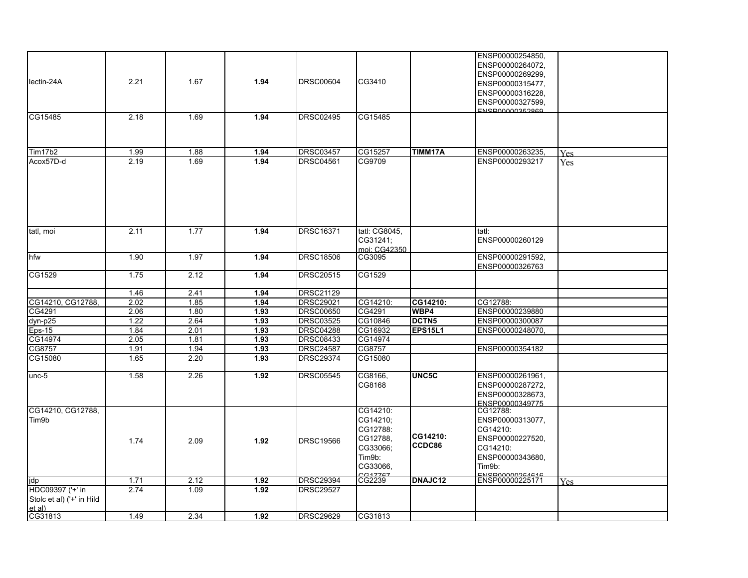| | | | | | | | | |
|---|---|---|---|---|---|---|---|---|
| lectin-24A | 2.21 | 1.67 | **1.94** | DRSC00604 | CG3410 | | ENSP00000254850, ENSP00000264072, ENSP00000269299, ENSP00000315477, ENSP00000316228, ENSP00000327599, ENSP00000352869 | |
| CG15485 | 2.18 | 1.69 | **1.94** | DRSC02495 | CG15485 | | | |
| Tim17b2 | 1.99 | 1.88 | **1.94** | DRSC03457 | CG15257 | **TIMM17A** | ENSP00000263235, | Yes |
| Acox57D-d | 2.19 | 1.69 | **1.94** | DRSC04561 | CG9709 | | ENSP00000293217 | Yes |
| tatl, moi | 2.11 | 1.77 | **1.94** | DRSC16371 | tatl: CG8045, CG31241; moi: CG42350 | | tatl: ENSP00000260129 | |
| hfw | 1.90 | 1.97 | **1.94** | DRSC18506 | CG3095 | | ENSP00000291592, ENSP00000326763 | |
| CG1529 | 1.75 | 2.12 | **1.94** | DRSC20515 | CG1529 | | | |
| | 1.46 | 2.41 | **1.94** | DRSC21129 | | | | |
| CG14210, CG12788, | 2.02 | 1.85 | **1.94** | DRSC29021 | CG14210: | **CG14210:** | CG12788: | |
| CG4291 | 2.06 | 1.80 | **1.93** | DRSC00650 | CG4291 | **WBP4** | ENSP00000239880 | |
| dyn-p25 | 1.22 | 2.64 | **1.93** | DRSC03525 | CG10846 | **DCTN5** | ENSP00000300087 | |
| Eps-15 | 1.84 | 2.01 | **1.93** | DRSC04288 | CG16932 | **EPS15L1** | ENSP00000248070, | |
| CG14974 | 2.05 | 1.81 | **1.93** | DRSC08433 | CG14974 | | | |
| CG8757 | 1.91 | 1.94 | **1.93** | DRSC24587 | CG8757 | | ENSP00000354182 | |
| CG15080 | 1.65 | 2.20 | **1.93** | DRSC29374 | CG15080 | | | |
| unc-5 | 1.58 | 2.26 | **1.92** | DRSC05545 | CG8166, CG8168 | **UNC5C** | ENSP00000261961, ENSP00000287272, ENSP00000328673, ENSP00000349775 | |
| CG14210, CG12788, Tim9b | 1.74 | 2.09 | **1.92** | DRSC19566 | CG14210: CG14210; CG12788: CG12788, CG33066; Tim9b: CG33066, CG17767 | **CG14210: CCDC86** | CG12788: ENSP00000313077, CG14210: ENSP00000227520, CG14210: ENSP00000343680, Tim9b: ENSP00000254616 | |
| jdp | 1.71 | 2.12 | **1.92** | DRSC29394 | CG2239 | **DNAJC12** | ENSP00000225171 | Yes |
| HDC09397 ('+' in Stolc et al) ('+' in Hild et al) | 2.74 | 1.09 | **1.92** | DRSC29527 | | | | |
| CG31813 | 1.49 | 2.34 | **1.92** | DRSC29629 | CG31813 | | | |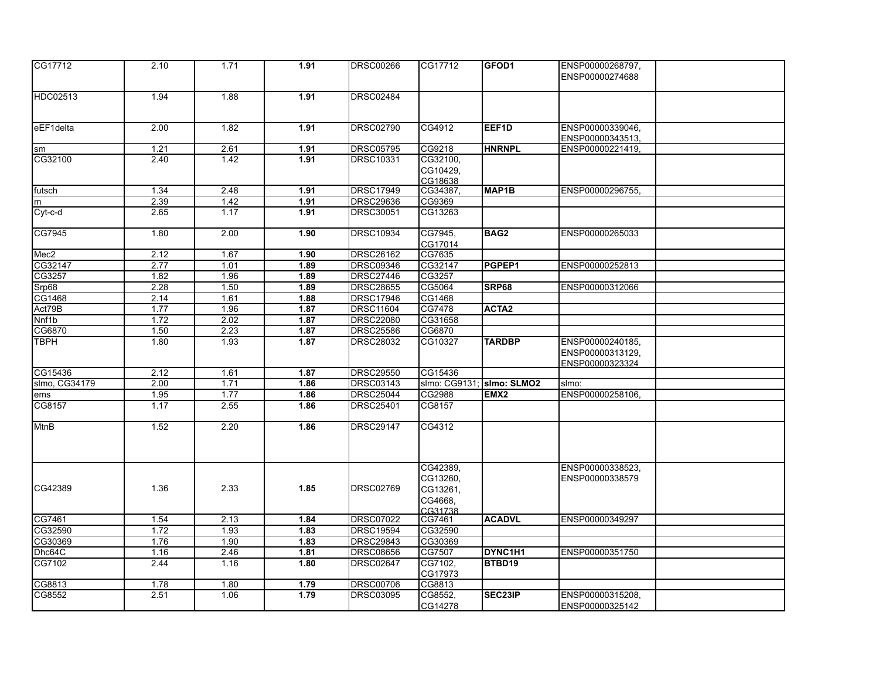| | | | | | | | | |
|---|---|---|---|---|---|---|---|---|
| CG17712 | 2.10 | 1.71 | **1.91** | DRSC00266 | CG17712 | **GFOD1** | ENSP00000268797, ENSP00000274688 | |
| HDC02513 | 1.94 | 1.88 | **1.91** | DRSC02484 | | | | |
| eEF1delta | 2.00 | 1.82 | **1.91** | DRSC02790 | CG4912 | **EEF1D** | ENSP00000339046, ENSP00000343513, | |
| sm | 1.21 | 2.61 | **1.91** | DRSC05795 | CG9218 | **HNRNPL** | ENSP00000221419, | |
| CG32100 | 2.40 | 1.42 | **1.91** | DRSC10331 | CG32100, CG10429, CG18638 | | | |
| futsch | 1.34 | 2.48 | **1.91** | DRSC17949 | CG34387, | **MAP1B** | ENSP00000296755, | |
| m | 2.39 | 1.42 | **1.91** | DRSC29636 | CG9369 | | | |
| Cyt-c-d | 2.65 | 1.17 | **1.91** | DRSC30051 | CG13263 | | | |
| CG7945 | 1.80 | 2.00 | **1.90** | DRSC10934 | CG7945, CG17014 | **BAG2** | ENSP00000265033 | |
| Mec2 | 2.12 | 1.67 | **1.90** | DRSC26162 | CG7635 | | | |
| CG32147 | 2.77 | 1.01 | **1.89** | DRSC09346 | CG32147 | **PGPEP1** | ENSP00000252813 | |
| CG3257 | 1.82 | 1.96 | **1.89** | DRSC27446 | CG3257 | | | |
| Srp68 | 2.28 | 1.50 | **1.89** | DRSC28655 | CG5064 | **SRP68** | ENSP00000312066 | |
| CG1468 | 2.14 | 1.61 | **1.88** | DRSC17946 | CG1468 | | | |
| Act79B | 1.77 | 1.96 | **1.87** | DRSC11604 | CG7478 | **ACTA2** | | |
| Nnf1b | 1.72 | 2.02 | **1.87** | DRSC22080 | CG31658 | | | |
| CG6870 | 1.50 | 2.23 | **1.87** | DRSC25586 | CG6870 | | | |
| TBPH | 1.80 | 1.93 | **1.87** | DRSC28032 | CG10327 | **TARDBP** | ENSP00000240185, ENSP00000313129, ENSP00000323324 | |
| CG15436 | 2.12 | 1.61 | **1.87** | DRSC29550 | CG15436 | | | |
| slmo, CG34179 | 2.00 | 1.71 | **1.86** | DRSC03143 | slmo: CG9131; | **slmo: SLMO2** | slmo: | |
| ems | 1.95 | 1.77 | **1.86** | DRSC25044 | CG2988 | **EMX2** | ENSP00000258106, | |
| CG8157 | 1.17 | 2.55 | **1.86** | DRSC25401 | CG8157 | | | |
| MtnB | 1.52 | 2.20 | **1.86** | DRSC29147 | CG4312 | | | |
| CG42389 | 1.36 | 2.33 | **1.85** | DRSC02769 | CG42389, CG13260, CG13261, CG4668, CG31738 | | ENSP00000338523, ENSP00000338579 | |
| CG7461 | 1.54 | 2.13 | **1.84** | DRSC07022 | CG7461 | **ACADVL** | ENSP00000349297 | |
| CG32590 | 1.72 | 1.93 | **1.83** | DRSC19594 | CG32590 | | | |
| CG30369 | 1.76 | 1.90 | **1.83** | DRSC29843 | CG30369 | | | |
| Dhc64C | 1.16 | 2.46 | **1.81** | DRSC08656 | CG7507 | **DYNC1H1** | ENSP00000351750 | |
| CG7102 | 2.44 | 1.16 | **1.80** | DRSC02647 | CG7102, CG17973 | **BTBD19** | | |
| CG8813 | 1.78 | 1.80 | **1.79** | DRSC00706 | CG8813 | | | |
| CG8552 | 2.51 | 1.06 | **1.79** | DRSC03095 | CG8552, CG14278 | **SEC23IP** | ENSP00000315208, ENSP00000325142 | |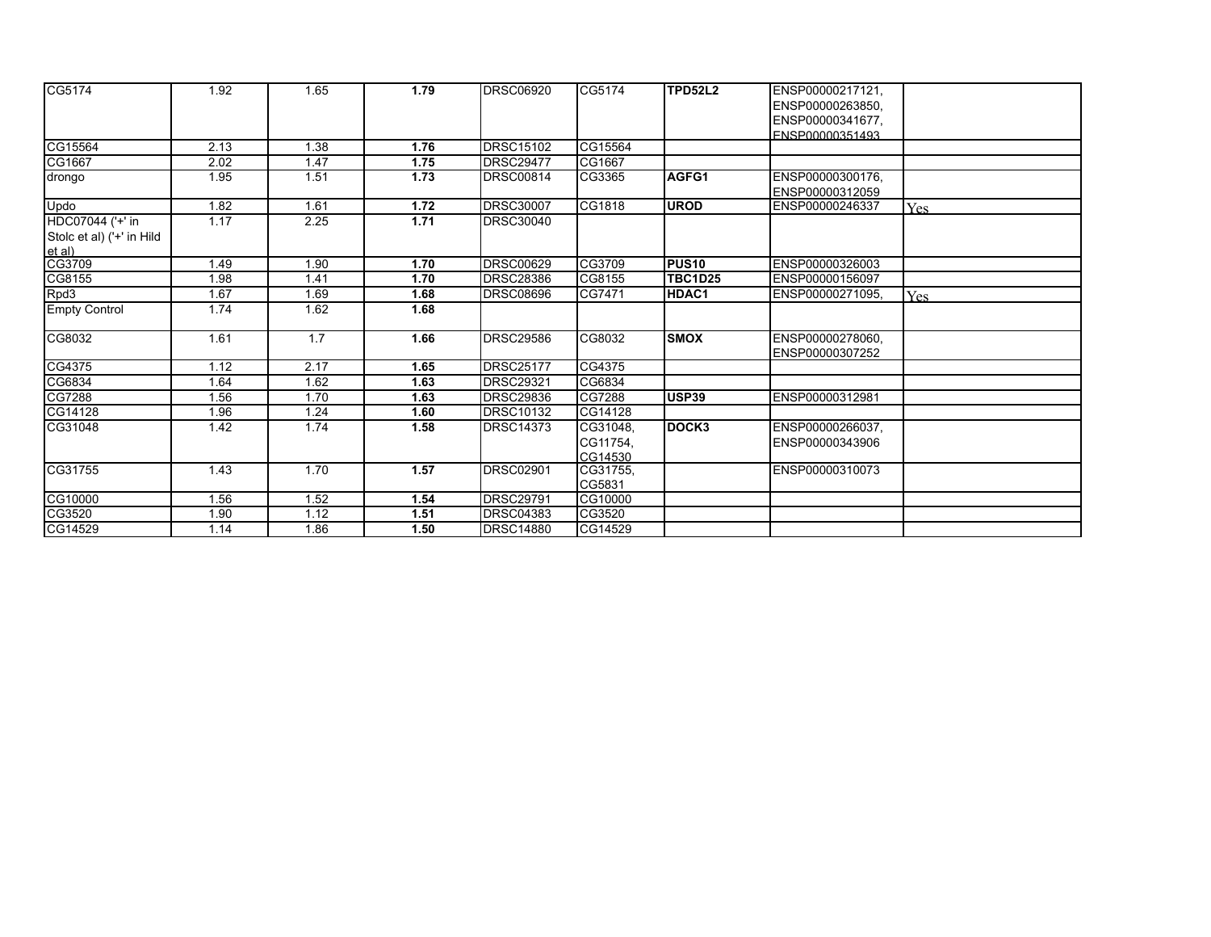| | | | | | | | | |
|---|---|---|---|---|---|---|---|---|
| CG5174 | 1.92 | 1.65 | **1.79** | DRSC06920 | CG5174 | **TPD52L2** | ENSP00000217121, ENSP00000263850, ENSP00000341677, ENSP00000351493 | |
| CG15564 | 2.13 | 1.38 | **1.76** | DRSC15102 | CG15564 | | | |
| CG1667 | 2.02 | 1.47 | **1.75** | DRSC29477 | CG1667 | | | |
| drongo | 1.95 | 1.51 | **1.73** | DRSC00814 | CG3365 | **AGFG1** | ENSP00000300176, ENSP00000312059 | |
| Updo | 1.82 | 1.61 | **1.72** | DRSC30007 | CG1818 | **UROD** | ENSP00000246337 | Yes |
| HDC07044 ('+' in Stolc et al) ('+' in Hild et al) | 1.17 | 2.25 | **1.71** | DRSC30040 | | | | |
| CG3709 | 1.49 | 1.90 | **1.70** | DRSC00629 | CG3709 | **PUS10** | ENSP00000326003 | |
| CG8155 | 1.98 | 1.41 | **1.70** | DRSC28386 | CG8155 | **TBC1D25** | ENSP00000156097 | |
| Rpd3 | 1.67 | 1.69 | **1.68** | DRSC08696 | CG7471 | **HDAC1** | ENSP00000271095, | Yes |
| Empty Control | 1.74 | 1.62 | **1.68** | | | | | |
| CG8032 | 1.61 | 1.7 | **1.66** | DRSC29586 | CG8032 | **SMOX** | ENSP00000278060, ENSP00000307252 | |
| CG4375 | 1.12 | 2.17 | **1.65** | DRSC25177 | CG4375 | | | |
| CG6834 | 1.64 | 1.62 | **1.63** | DRSC29321 | CG6834 | | | |
| CG7288 | 1.56 | 1.70 | **1.63** | DRSC29836 | CG7288 | **USP39** | ENSP00000312981 | |
| CG14128 | 1.96 | 1.24 | **1.60** | DRSC10132 | CG14128 | | | |
| CG31048 | 1.42 | 1.74 | **1.58** | DRSC14373 | CG31048, CG11754, CG14530 | **DOCK3** | ENSP00000266037, ENSP00000343906 | |
| CG31755 | 1.43 | 1.70 | **1.57** | DRSC02901 | CG31755, CG5831 | | ENSP00000310073 | |
| CG10000 | 1.56 | 1.52 | **1.54** | DRSC29791 | CG10000 | | | |
| CG3520 | 1.90 | 1.12 | **1.51** | DRSC04383 | CG3520 | | | |
| CG14529 | 1.14 | 1.86 | **1.50** | DRSC14880 | CG14529 | | | |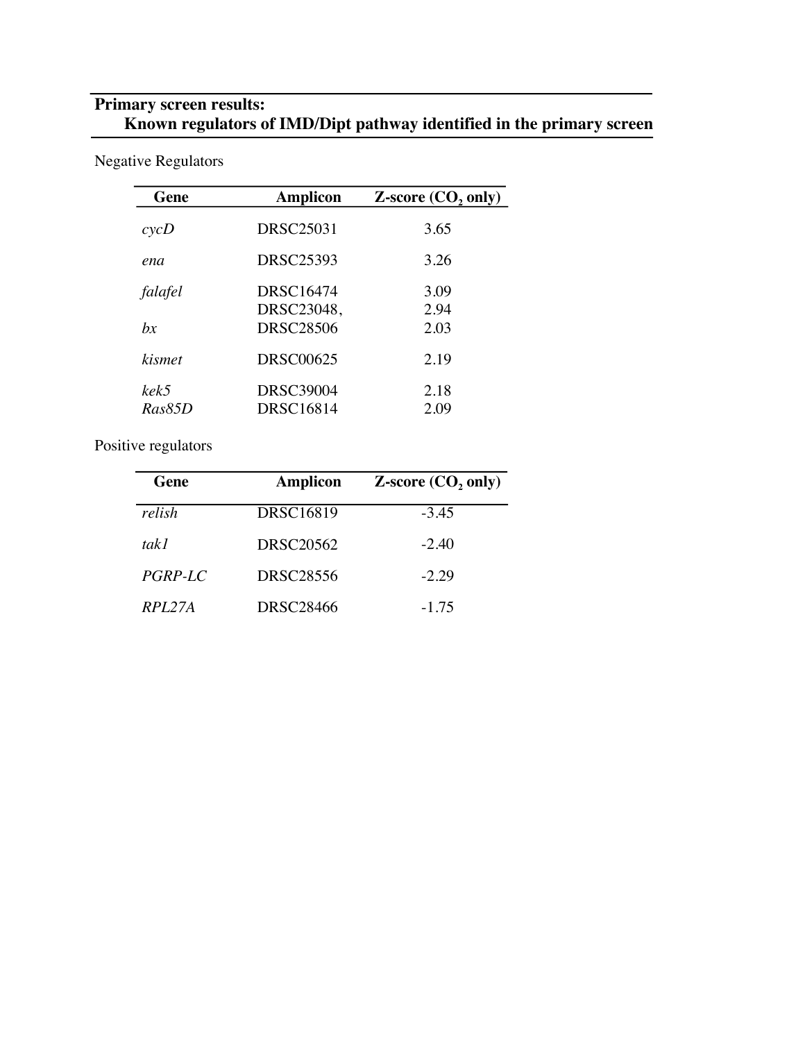**Primary screen results:**
**Known regulators of IMD/Dipt pathway identified in the primary screen**

Negative Regulators

| Gene | Amplicon | Z-score ($CO_2$ only) |
|---|---|---|
| *cycD* | DRSC25031 | 3.65 |
| *ena* | DRSC25393 | 3.26 |
| *falafel* | DRSC16474 | 3.09 |
| *bx* | DRSC23048, DRSC28506 | 2.94, 2.03 |
| *kismet* | DRSC00625 | 2.19 |
| *kek5* | DRSC39004 | 2.18 |
| *Ras85D* | DRSC16814 | 2.09 |

Positive regulators

| Gene | Amplicon | Z-score ($CO_2$ only) |
|---|---|---|
| *relish* | DRSC16819 | -3.45 |
| *tak1* | DRSC20562 | -2.40 |
| *PGRP-LC* | DRSC28556 | -2.29 |
| *RPL27A* | DRSC28466 | -1.75 |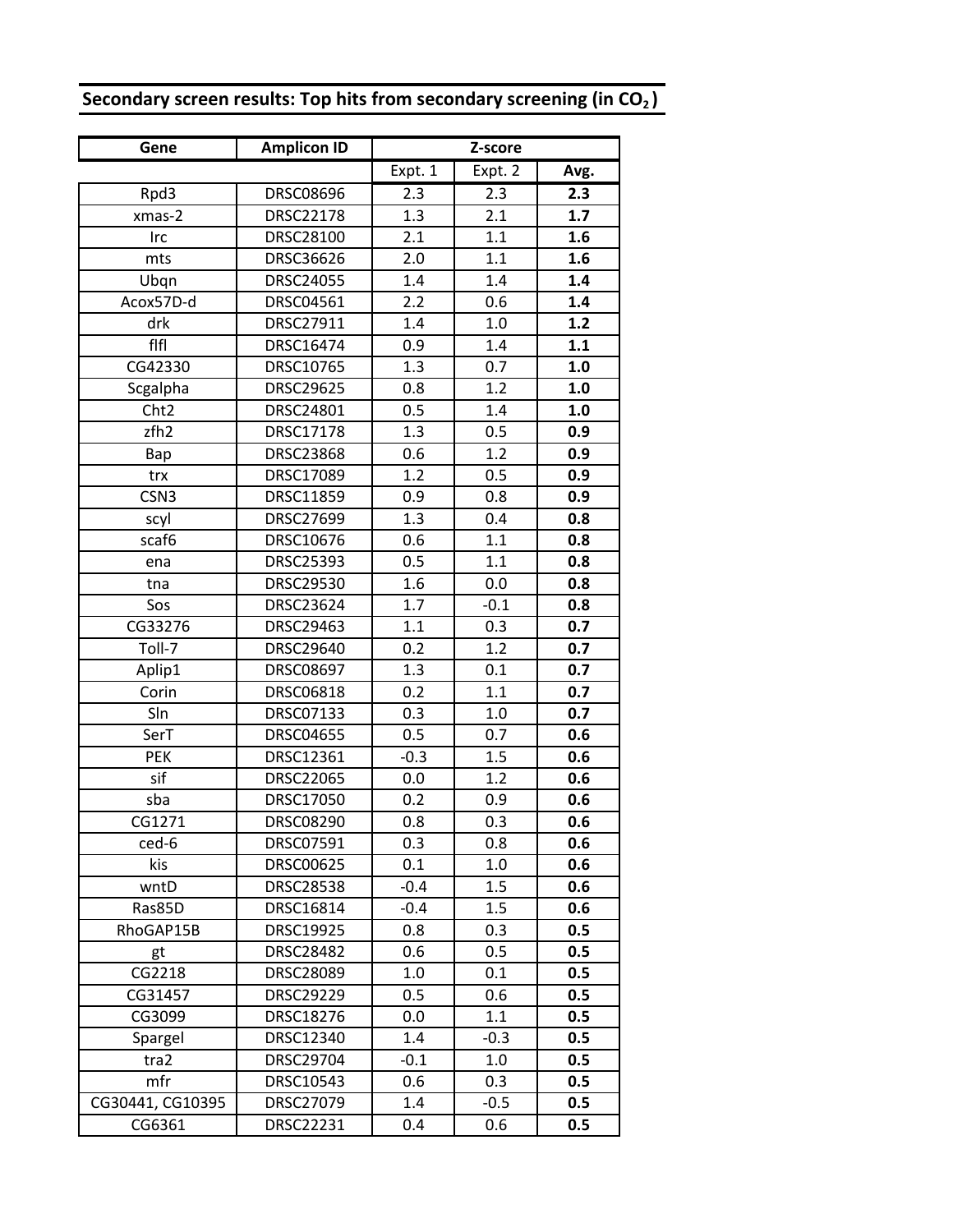## Secondary screen results: Top hits from secondary screening (in $CO_2$)

| Gene | Amplicon ID | Z-score | | |
|---|---|---|---|---|
| | | Expt. 1 | Expt. 2 | **Avg.** |
| Rpd3 | DRSC08696 | 2.3 | 2.3 | **2.3** |
| xmas-2 | DRSC22178 | 1.3 | 2.1 | **1.7** |
| Irc | DRSC28100 | 2.1 | 1.1 | **1.6** |
| mts | DRSC36626 | 2.0 | 1.1 | **1.6** |
| Ubqn | DRSC24055 | 1.4 | 1.4 | **1.4** |
| Acox57D-d | DRSC04561 | 2.2 | 0.6 | **1.4** |
| drk | DRSC27911 | 1.4 | 1.0 | **1.2** |
| flfl | DRSC16474 | 0.9 | 1.4 | **1.1** |
| CG42330 | DRSC10765 | 1.3 | 0.7 | **1.0** |
| Scgalpha | DRSC29625 | 0.8 | 1.2 | **1.0** |
| Cht2 | DRSC24801 | 0.5 | 1.4 | **1.0** |
| zfh2 | DRSC17178 | 1.3 | 0.5 | **0.9** |
| Bap | DRSC23868 | 0.6 | 1.2 | **0.9** |
| trx | DRSC17089 | 1.2 | 0.5 | **0.9** |
| CSN3 | DRSC11859 | 0.9 | 0.8 | **0.9** |
| scyl | DRSC27699 | 1.3 | 0.4 | **0.8** |
| scaf6 | DRSC10676 | 0.6 | 1.1 | **0.8** |
| ena | DRSC25393 | 0.5 | 1.1 | **0.8** |
| tna | DRSC29530 | 1.6 | 0.0 | **0.8** |
| Sos | DRSC23624 | 1.7 | -0.1 | **0.8** |
| CG33276 | DRSC29463 | 1.1 | 0.3 | **0.7** |
| Toll-7 | DRSC29640 | 0.2 | 1.2 | **0.7** |
| Aplip1 | DRSC08697 | 1.3 | 0.1 | **0.7** |
| Corin | DRSC06818 | 0.2 | 1.1 | **0.7** |
| Sln | DRSC07133 | 0.3 | 1.0 | **0.7** |
| SerT | DRSC04655 | 0.5 | 0.7 | **0.6** |
| PEK | DRSC12361 | -0.3 | 1.5 | **0.6** |
| sif | DRSC22065 | 0.0 | 1.2 | **0.6** |
| sba | DRSC17050 | 0.2 | 0.9 | **0.6** |
| CG1271 | DRSC08290 | 0.8 | 0.3 | **0.6** |
| ced-6 | DRSC07591 | 0.3 | 0.8 | **0.6** |
| kis | DRSC00625 | 0.1 | 1.0 | **0.6** |
| wntD | DRSC28538 | -0.4 | 1.5 | **0.6** |
| Ras85D | DRSC16814 | -0.4 | 1.5 | **0.6** |
| RhoGAP15B | DRSC19925 | 0.8 | 0.3 | **0.5** |
| gt | DRSC28482 | 0.6 | 0.5 | **0.5** |
| CG2218 | DRSC28089 | 1.0 | 0.1 | **0.5** |
| CG31457 | DRSC29229 | 0.5 | 0.6 | **0.5** |
| CG3099 | DRSC18276 | 0.0 | 1.1 | **0.5** |
| Spargel | DRSC12340 | 1.4 | -0.3 | **0.5** |
| tra2 | DRSC29704 | -0.1 | 1.0 | **0.5** |
| mfr | DRSC10543 | 0.6 | 0.3 | **0.5** |
| CG30441, CG10395 | DRSC27079 | 1.4 | -0.5 | **0.5** |
| CG6361 | DRSC22231 | 0.4 | 0.6 | **0.5** |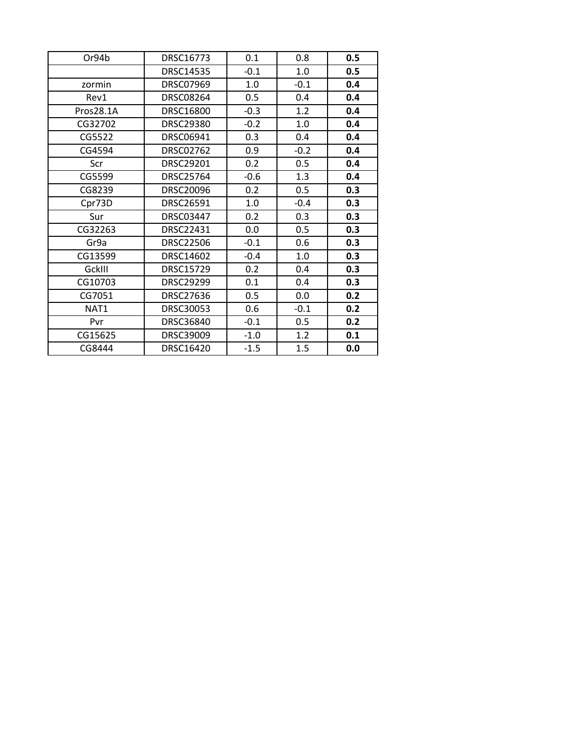| | | | | |
|---|---|---|---|---|
| Or94b | DRSC16773 | 0.1 | 0.8 | **0.5** |
| | DRSC14535 | -0.1 | 1.0 | **0.5** |
| zormin | DRSC07969 | 1.0 | -0.1 | **0.4** |
| Rev1 | DRSC08264 | 0.5 | 0.4 | **0.4** |
| Pros28.1A | DRSC16800 | -0.3 | 1.2 | **0.4** |
| CG32702 | DRSC29380 | -0.2 | 1.0 | **0.4** |
| CG5522 | DRSC06941 | 0.3 | 0.4 | **0.4** |
| CG4594 | DRSC02762 | 0.9 | -0.2 | **0.4** |
| Scr | DRSC29201 | 0.2 | 0.5 | **0.4** |
| CG5599 | DRSC25764 | -0.6 | 1.3 | **0.4** |
| CG8239 | DRSC20096 | 0.2 | 0.5 | **0.3** |
| Cpr73D | DRSC26591 | 1.0 | -0.4 | **0.3** |
| Sur | DRSC03447 | 0.2 | 0.3 | **0.3** |
| CG32263 | DRSC22431 | 0.0 | 0.5 | **0.3** |
| Gr9a | DRSC22506 | -0.1 | 0.6 | **0.3** |
| CG13599 | DRSC14602 | -0.4 | 1.0 | **0.3** |
| GckIII | DRSC15729 | 0.2 | 0.4 | **0.3** |
| CG10703 | DRSC29299 | 0.1 | 0.4 | **0.3** |
| CG7051 | DRSC27636 | 0.5 | 0.0 | **0.2** |
| NAT1 | DRSC30053 | 0.6 | -0.1 | **0.2** |
| Pvr | DRSC36840 | -0.1 | 0.5 | **0.2** |
| CG15625 | DRSC39009 | -1.0 | 1.2 | **0.1** |
| CG8444 | DRSC16420 | -1.5 | 1.5 | **0.0** |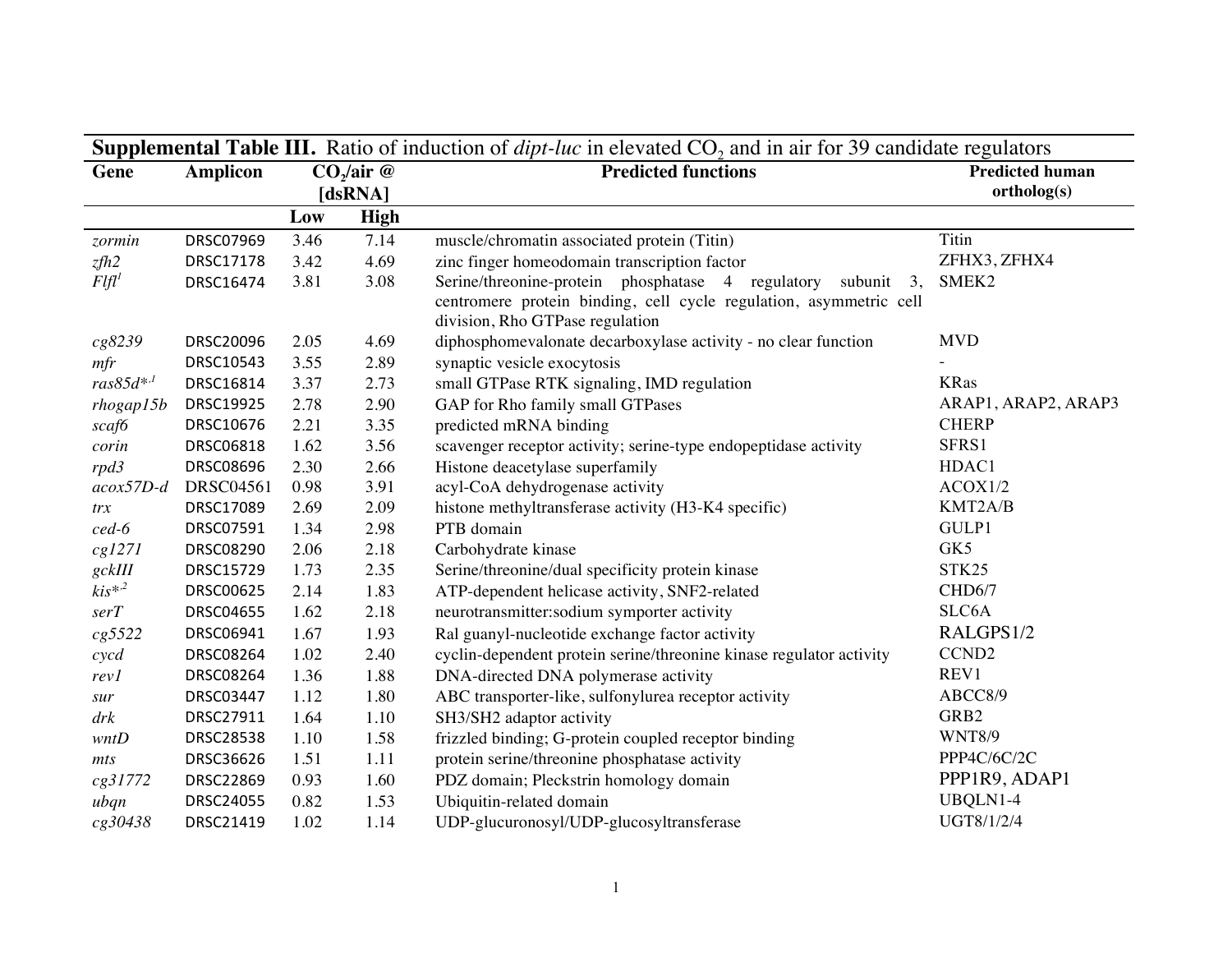**Supplemental Table III.** Ratio of induction of *dipt-luc* in elevated $CO_2$ and in air for 39 candidate regulators

| Gene | Amplicon | $CO_2$/air @ [dsRNA] | | Predicted functions | Predicted human ortholog(s) |
|---|---|---|---|---|---|
| | | Low | High | | |
| *zormin* | DRSC07969 | 3.46 | 7.14 | muscle/chromatin associated protein (Titin) | Titin |
| *zfh2* | DRSC17178 | 3.42 | 4.69 | zinc finger homeodomain transcription factor | ZFHX3, ZFHX4 |
| *Flfl*[1] | DRSC16474 | 3.81 | 3.08 | Serine/threonine-protein phosphatase 4 regulatory subunit 3, centromere protein binding, cell cycle regulation, asymmetric cell division, Rho GTPase regulation | SMEK2 |
| *cg8239* | DRSC20096 | 2.05 | 4.69 | diphosphomevalonate decarboxylase activity - no clear function | MVD |
| *mfr* | DRSC10543 | 3.55 | 2.89 | synaptic vesicle exocytosis | - |
| *ras85d*\*[,1] | DRSC16814 | 3.37 | 2.73 | small GTPase RTK signaling, IMD regulation | KRas |
| *rhogap15b* | DRSC19925 | 2.78 | 2.90 | GAP for Rho family small GTPases | ARAP1, ARAP2, ARAP3 |
| *scaf6* | DRSC10676 | 2.21 | 3.35 | predicted mRNA binding | CHERP |
| *corin* | DRSC06818 | 1.62 | 3.56 | scavenger receptor activity; serine-type endopeptidase activity | SFRS1 |
| *rpd3* | DRSC08696 | 2.30 | 2.66 | Histone deacetylase superfamily | HDAC1 |
| *acox57D-d* | DRSC04561 | 0.98 | 3.91 | acyl-CoA dehydrogenase activity | ACOX1/2 |
| *trx* | DRSC17089 | 2.69 | 2.09 | histone methyltransferase activity (H3-K4 specific) | KMT2A/B |
| *ced-6* | DRSC07591 | 1.34 | 2.98 | PTB domain | GULP1 |
| *cg1271* | DRSC08290 | 2.06 | 2.18 | Carbohydrate kinase | GK5 |
| *gckIII* | DRSC15729 | 1.73 | 2.35 | Serine/threonine/dual specificity protein kinase | STK25 |
| *kis*\*[,2] | DRSC00625 | 2.14 | 1.83 | ATP-dependent helicase activity, SNF2-related | CHD6/7 |
| *serT* | DRSC04655 | 1.62 | 2.18 | neurotransmitter:sodium symporter activity | SLC6A |
| *cg5522* | DRSC06941 | 1.67 | 1.93 | Ral guanyl-nucleotide exchange factor activity | RALGPS1/2 |
| *cycd* | DRSC08264 | 1.02 | 2.40 | cyclin-dependent protein serine/threonine kinase regulator activity | CCND2 |
| *rev1* | DRSC08264 | 1.36 | 1.88 | DNA-directed DNA polymerase activity | REV1 |
| *sur* | DRSC03447 | 1.12 | 1.80 | ABC transporter-like, sulfonylurea receptor activity | ABCC8/9 |
| *drk* | DRSC27911 | 1.64 | 1.10 | SH3/SH2 adaptor activity | GRB2 |
| *wntD* | DRSC28538 | 1.10 | 1.58 | frizzled binding; G-protein coupled receptor binding | WNT8/9 |
| *mts* | DRSC36626 | 1.51 | 1.11 | protein serine/threonine phosphatase activity | PPP4C/6C/2C |
| *cg31772* | DRSC22869 | 0.93 | 1.60 | PDZ domain; Pleckstrin homology domain | PPP1R9, ADAP1 |
| *ubqn* | DRSC24055 | 0.82 | 1.53 | Ubiquitin-related domain | UBQLN1-4 |
| *cg30438* | DRSC21419 | 1.02 | 1.14 | UDP-glucuronosyl/UDP-glucosyltransferase | UGT8/1/2/4 |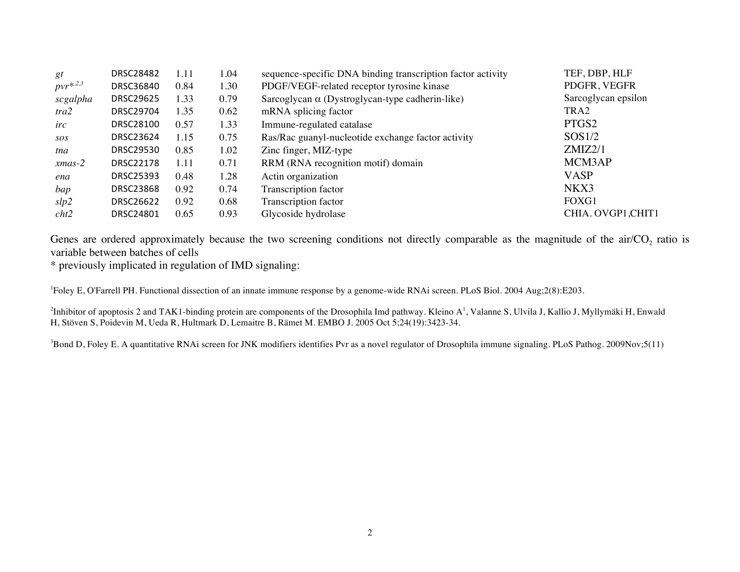| | | | | | |
|---|---|---|---|---|---|
| *gt* | DRSC28482 | 1.11 | 1.04 | sequence-specific DNA binding transcription factor activity | TEF, DBP, HLF |
| *pvr*\*[,2,3] | DRSC36840 | 0.84 | 1.30 | PDGF/VEGF-related receptor tyrosine kinase | PDGFR, VEGFR |
| *scgalpha* | DRSC29625 | 1.33 | 0.79 | Sarcoglycan α (Dystroglycan-type cadherin-like) | Sarcoglycan epsilon |
| *tra2* | DRSC29704 | 1.35 | 0.62 | mRNA splicing factor | TRA2 |
| *irc* | DRSC28100 | 0.57 | 1.33 | Immune-regulated catalase | PTGS2 |
| *sos* | DRSC23624 | 1.15 | 0.75 | Ras/Rac guanyl-nucleotide exchange factor activity | SOS1/2 |
| *tna* | DRSC29530 | 0.85 | 1.02 | Zinc finger, MIZ-type | ZMIZ2/1 |
| *xmas-2* | DRSC22178 | 1.11 | 0.71 | RRM (RNA recognition motif) domain | MCM3AP |
| *ena* | DRSC25393 | 0.48 | 1.28 | Actin organization | VASP |
| *bap* | DRSC23868 | 0.92 | 0.74 | Transcription factor | NKX3 |
| *slp2* | DRSC26622 | 0.92 | 0.68 | Transcription factor | FOXG1 |
| *cht2* | DRSC24801 | 0.65 | 0.93 | Glycoside hydrolase | CHIA. OVGP1,CHIT1 |

Genes are ordered approximately because the two screening conditions not directly comparable as the magnitude of the air/$CO_2$ ratio is variable between batches of cells

\* previously implicated in regulation of IMD signaling:

[1]Foley E, O'Farrell PH. Functional dissection of an innate immune response by a genome-wide RNAi screen. PLoS Biol. 2004 Aug;2(8):E203.

[2]Inhibitor of apoptosis 2 and TAK1-binding protein are components of the Drosophila Imd pathway. Kleino A[1], Valanne S, Ulvila J, Kallio J, Myllymäki H, Enwald H, Stöven S, Poidevin M, Ueda R, Hultmark D, Lemaitre B, Rämet M. EMBO J. 2005 Oct 5;24(19):3423-34.

[3]Bond D, Foley E. A quantitative RNAi screen for JNK modifiers identifies Pvr as a novel regulator of Drosophila immune signaling. PLoS Pathog. 2009Nov;5(11)